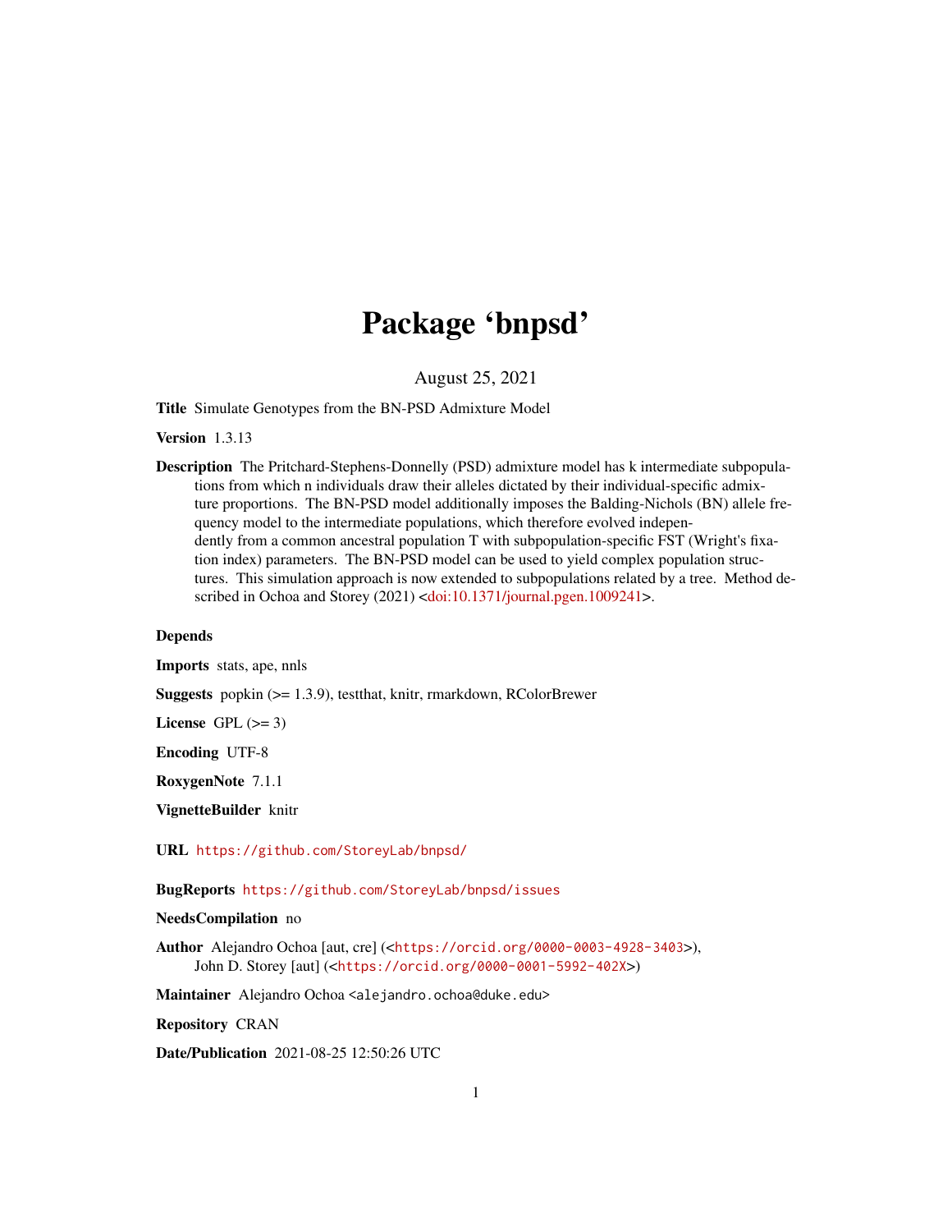# Package 'bnpsd'

August 25, 2021

**Title** Simulate Genotypes from the BN-PSD Admixture Model

**Version** 1.3.13

**Description** The Pritchard-Stephens-Donnelly (PSD) admixture model has k intermediate subpopulations from which n individuals draw their alleles dictated by their individual-specific admixture proportions. The BN-PSD model additionally imposes the Balding-Nichols (BN) allele frequency model to the intermediate populations, which therefore evolved independently from a common ancestral population T with subpopulation-specific FST (Wright's fixation index) parameters. The BN-PSD model can be used to yield complex population structures. This simulation approach is now extended to subpopulations related by a tree. Method described in Ochoa and Storey (2021) <doi:10.1371/journal.pgen.1009241>.

**Depends**

**Imports** stats, ape, nnls

**Suggests** popkin (>= 1.3.9), testthat, knitr, rmarkdown, RColorBrewer

**License** GPL (>= 3)

**Encoding** UTF-8

**RoxygenNote** 7.1.1

**VignetteBuilder** knitr

**URL** https://github.com/StoreyLab/bnpsd/

**BugReports** https://github.com/StoreyLab/bnpsd/issues

**NeedsCompilation** no

**Author** Alejandro Ochoa [aut, cre] (<https://orcid.org/0000-0003-4928-3403>), John D. Storey [aut] (<https://orcid.org/0000-0001-5992-402X>)

**Maintainer** Alejandro Ochoa <alejandro.ochoa@duke.edu>

**Repository** CRAN

**Date/Publication** 2021-08-25 12:50:26 UTC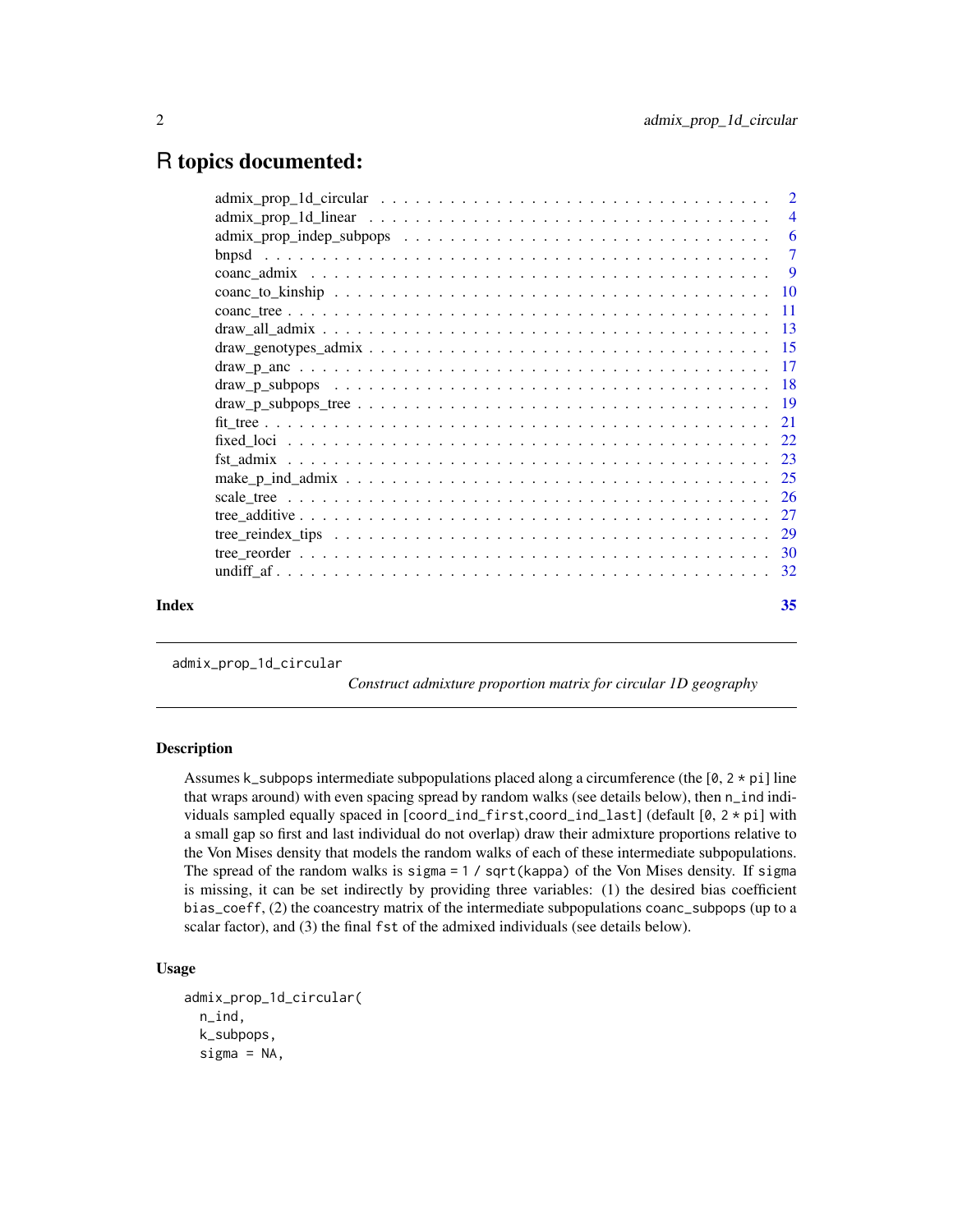# R topics documented:

admix_prop_1d_circular . . . . . . . . . . . . . . . . . . . . . . . . . . . . . . . . . . 2
admix_prop_1d_linear . . . . . . . . . . . . . . . . . . . . . . . . . . . . . . . . . . 4
admix_prop_indep_subpops . . . . . . . . . . . . . . . . . . . . . . . . . . . . . . . . 6
bnpsd . . . . . . . . . . . . . . . . . . . . . . . . . . . . . . . . . . . . . . . . . . . 7
coanc_admix . . . . . . . . . . . . . . . . . . . . . . . . . . . . . . . . . . . . . . . 9
coanc_to_kinship . . . . . . . . . . . . . . . . . . . . . . . . . . . . . . . . . . . . 10
coanc_tree . . . . . . . . . . . . . . . . . . . . . . . . . . . . . . . . . . . . . . . 11
draw_all_admix . . . . . . . . . . . . . . . . . . . . . . . . . . . . . . . . . . . . . 13
draw_genotypes_admix . . . . . . . . . . . . . . . . . . . . . . . . . . . . . . . . . . 15
draw_p_anc . . . . . . . . . . . . . . . . . . . . . . . . . . . . . . . . . . . . . . . 17
draw_p_subpops . . . . . . . . . . . . . . . . . . . . . . . . . . . . . . . . . . . . . 18
draw_p_subpops_tree . . . . . . . . . . . . . . . . . . . . . . . . . . . . . . . . . . . 19
fit_tree . . . . . . . . . . . . . . . . . . . . . . . . . . . . . . . . . . . . . . . . . 21
fixed_loci . . . . . . . . . . . . . . . . . . . . . . . . . . . . . . . . . . . . . . . 22
fst_admix . . . . . . . . . . . . . . . . . . . . . . . . . . . . . . . . . . . . . . . . 23
make_p_ind_admix . . . . . . . . . . . . . . . . . . . . . . . . . . . . . . . . . . . . 25
scale_tree . . . . . . . . . . . . . . . . . . . . . . . . . . . . . . . . . . . . . . . 26
tree_additive . . . . . . . . . . . . . . . . . . . . . . . . . . . . . . . . . . . . . . 27
tree_reindex_tips . . . . . . . . . . . . . . . . . . . . . . . . . . . . . . . . . . . . 29
tree_reorder . . . . . . . . . . . . . . . . . . . . . . . . . . . . . . . . . . . . . . 30
undiff_af . . . . . . . . . . . . . . . . . . . . . . . . . . . . . . . . . . . . . . . . 32

**Index** **35**

---

`admix_prop_1d_circular` *Construct admixture proportion matrix for circular 1D geography*

---

### Description

Assumes `k_subpops` intermediate subpopulations placed along a circumference (the `[0, 2 * pi]` line that wraps around) with even spacing spread by random walks (see details below), then `n_ind` individuals sampled equally spaced in `[coord_ind_first,coord_ind_last]` (default `[0, 2 * pi]` with a small gap so first and last individual do not overlap) draw their admixture proportions relative to the Von Mises density that models the random walks of each of these intermediate subpopulations. The spread of the random walks is `sigma = 1 / sqrt(kappa)` of the Von Mises density. If `sigma` is missing, it can be set indirectly by providing three variables: (1) the desired bias coefficient `bias_coeff`, (2) the coancestry matrix of the intermediate subpopulations `coanc_subpops` (up to a scalar factor), and (3) the final `fst` of the admixed individuals (see details below).

### Usage

```
admix_prop_1d_circular(
  n_ind,
  k_subpops,
  sigma = NA,
```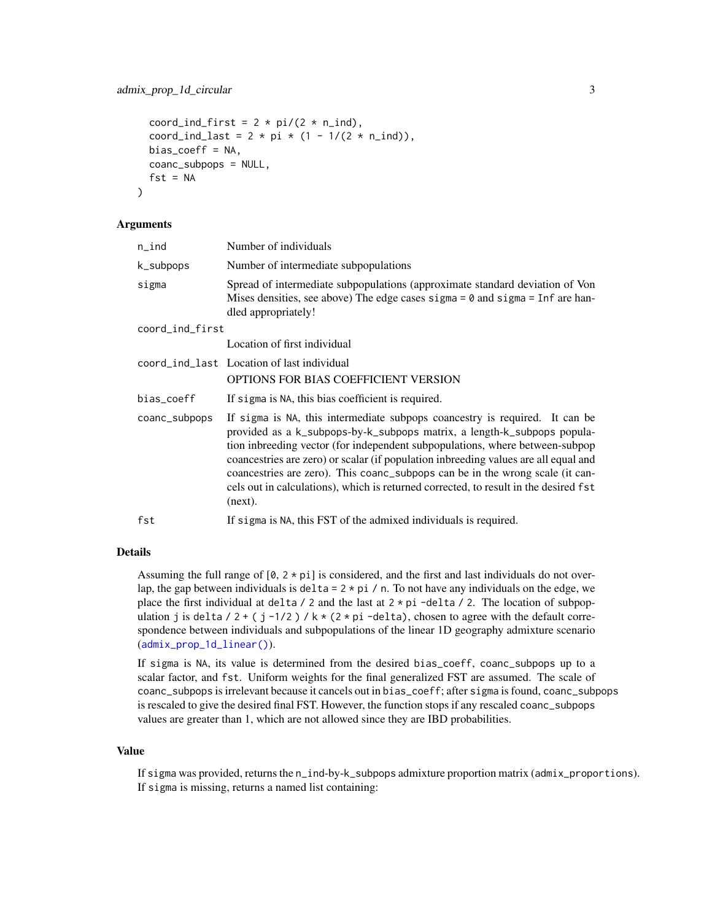```
  coord_ind_first = 2 * pi/(2 * n_ind),
  coord_ind_last = 2 * pi * (1 - 1/(2 * n_ind)),
  bias_coeff = NA,
  coanc_subpops = NULL,
  fst = NA
)
```

### Arguments

| | |
|---|---|
| `n_ind` | Number of individuals |
| `k_subpops` | Number of intermediate subpopulations |
| `sigma` | Spread of intermediate subpopulations (approximate standard deviation of Von Mises densities, see above) The edge cases `sigma = 0` and `sigma = Inf` are handled appropriately! |
| `coord_ind_first` | Location of first individual |
| `coord_ind_last` | Location of last individual<br>OPTIONS FOR BIAS COEFFICIENT VERSION |
| `bias_coeff` | If `sigma` is `NA`, this bias coefficient is required. |
| `coanc_subpops` | If `sigma` is `NA`, this intermediate subpops coancestry is required. It can be provided as a `k_subpops`-by-`k_subpops` matrix, a length-`k_subpops` population inbreeding vector (for independent subpopulations, where between-subpop coancestries are zero) or scalar (if population inbreeding values are all equal and coancestries are zero). This `coanc_subpops` can be in the wrong scale (it cancels out in calculations), which is returned corrected, to result in the desired `fst` (next). |
| `fst` | If `sigma` is `NA`, this FST of the admixed individuals is required. |

### Details

Assuming the full range of `[0, 2 * pi]` is considered, and the first and last individuals do not overlap, the gap between individuals is `delta = 2 * pi / n`. To not have any individuals on the edge, we place the first individual at `delta / 2` and the last at `2 * pi -delta / 2`. The location of subpopulation `j` is `delta / 2 + ( j -1/2 ) / k * (2 * pi -delta)`, chosen to agree with the default correspondence between individuals and subpopulations of the linear 1D geography admixture scenario (`admix_prop_1d_linear()`).

If `sigma` is `NA`, its value is determined from the desired `bias_coeff`, `coanc_subpops` up to a scalar factor, and `fst`. Uniform weights for the final generalized FST are assumed. The scale of `coanc_subpops` is irrelevant because it cancels out in `bias_coeff`; after `sigma` is found, `coanc_subpops` is rescaled to give the desired final FST. However, the function stops if any rescaled `coanc_subpops` values are greater than 1, which are not allowed since they are IBD probabilities.

### Value

If `sigma` was provided, returns the `n_ind`-by-`k_subpops` admixture proportion matrix (`admix_proportions`). If `sigma` is missing, returns a named list containing: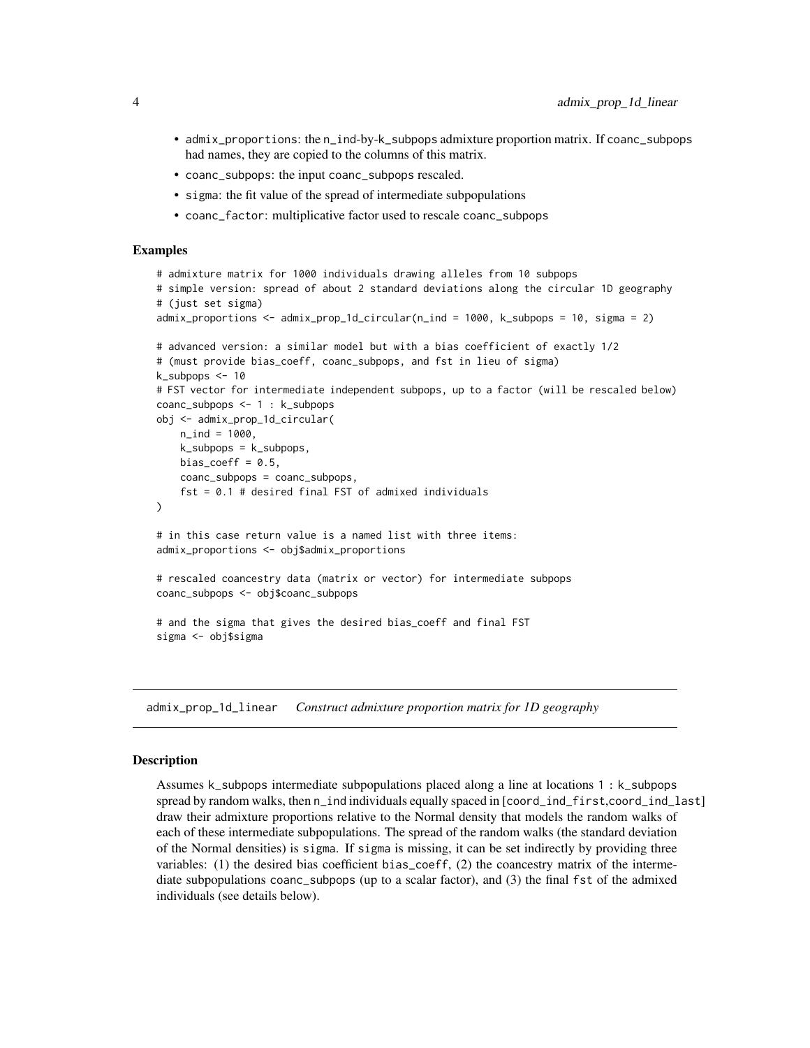- admix_proportions: the n_ind-by-k_subpops admixture proportion matrix. If coanc_subpops had names, they are copied to the columns of this matrix.
- coanc_subpops: the input coanc_subpops rescaled.
- sigma: the fit value of the spread of intermediate subpopulations
- coanc_factor: multiplicative factor used to rescale coanc_subpops

### Examples

```
# admixture matrix for 1000 individuals drawing alleles from 10 subpops
# simple version: spread of about 2 standard deviations along the circular 1D geography
# (just set sigma)
admix_proportions <- admix_prop_1d_circular(n_ind = 1000, k_subpops = 10, sigma = 2)

# advanced version: a similar model but with a bias coefficient of exactly 1/2
# (must provide bias_coeff, coanc_subpops, and fst in lieu of sigma)
k_subpops <- 10
# FST vector for intermediate independent subpops, up to a factor (will be rescaled below)
coanc_subpops <- 1 : k_subpops
obj <- admix_prop_1d_circular(
    n_ind = 1000,
    k_subpops = k_subpops,
    bias_coeff = 0.5,
    coanc_subpops = coanc_subpops,
    fst = 0.1 # desired final FST of admixed individuals
)

# in this case return value is a named list with three items:
admix_proportions <- obj$admix_proportions

# rescaled coancestry data (matrix or vector) for intermediate subpops
coanc_subpops <- obj$coanc_subpops

# and the sigma that gives the desired bias_coeff and final FST
sigma <- obj$sigma
```

---

## admix_prop_1d_linear *Construct admixture proportion matrix for 1D geography*

---

### Description

Assumes k_subpops intermediate subpopulations placed along a line at locations 1 : k_subpops spread by random walks, then n_ind individuals equally spaced in [coord_ind_first,coord_ind_last] draw their admixture proportions relative to the Normal density that models the random walks of each of these intermediate subpopulations. The spread of the random walks (the standard deviation of the Normal densities) is sigma. If sigma is missing, it can be set indirectly by providing three variables: (1) the desired bias coefficient bias_coeff, (2) the coancestry matrix of the intermediate subpopulations coanc_subpops (up to a scalar factor), and (3) the final fst of the admixed individuals (see details below).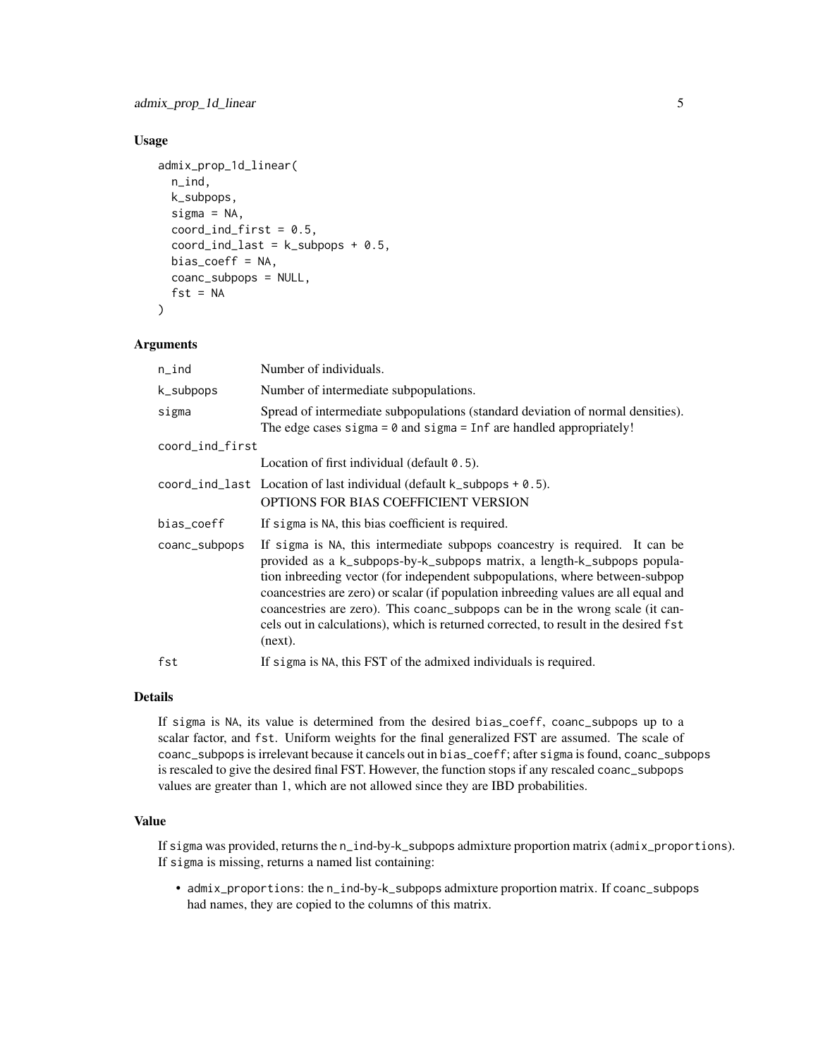### Usage

```
admix_prop_1d_linear(
  n_ind,
  k_subpops,
  sigma = NA,
  coord_ind_first = 0.5,
  coord_ind_last = k_subpops + 0.5,
  bias_coeff = NA,
  coanc_subpops = NULL,
  fst = NA
)
```

### Arguments

| | |
|---|---|
| n_ind | Number of individuals. |
| k_subpops | Number of intermediate subpopulations. |
| sigma | Spread of intermediate subpopulations (standard deviation of normal densities). The edge cases sigma = 0 and sigma = Inf are handled appropriately! |
| coord_ind_first | Location of first individual (default 0.5). |
| coord_ind_last | Location of last individual (default k_subpops + 0.5). OPTIONS FOR BIAS COEFFICIENT VERSION |
| bias_coeff | If sigma is NA, this bias coefficient is required. |
| coanc_subpops | If sigma is NA, this intermediate subpops coancestry is required. It can be provided as a k_subpops-by-k_subpops matrix, a length-k_subpops population inbreeding vector (for independent subpopulations, where between-subpop coancestries are zero) or scalar (if population inbreeding values are all equal and coancestries are zero). This coanc_subpops can be in the wrong scale (it cancels out in calculations), which is returned corrected, to result in the desired fst (next). |
| fst | If sigma is NA, this FST of the admixed individuals is required. |

### Details

If sigma is NA, its value is determined from the desired bias_coeff, coanc_subpops up to a scalar factor, and fst. Uniform weights for the final generalized FST are assumed. The scale of coanc_subpops is irrelevant because it cancels out in bias_coeff; after sigma is found, coanc_subpops is rescaled to give the desired final FST. However, the function stops if any rescaled coanc_subpops values are greater than 1, which are not allowed since they are IBD probabilities.

### Value

If sigma was provided, returns the n_ind-by-k_subpops admixture proportion matrix (admix_proportions). If sigma is missing, returns a named list containing:

- admix_proportions: the n_ind-by-k_subpops admixture proportion matrix. If coanc_subpops had names, they are copied to the columns of this matrix.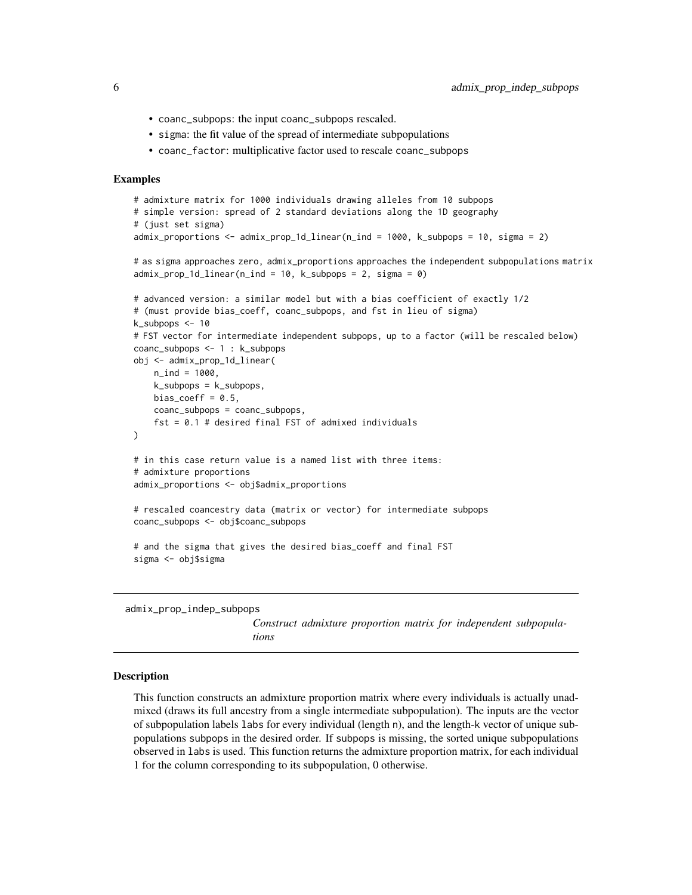- `coanc_subpops`: the input `coanc_subpops` rescaled.
- `sigma`: the fit value of the spread of intermediate subpopulations
- `coanc_factor`: multiplicative factor used to rescale `coanc_subpops`

### Examples

```
# admixture matrix for 1000 individuals drawing alleles from 10 subpops
# simple version: spread of 2 standard deviations along the 1D geography
# (just set sigma)
admix_proportions <- admix_prop_1d_linear(n_ind = 1000, k_subpops = 10, sigma = 2)

# as sigma approaches zero, admix_proportions approaches the independent subpopulations matrix
admix_prop_1d_linear(n_ind = 10, k_subpops = 2, sigma = 0)

# advanced version: a similar model but with a bias coefficient of exactly 1/2
# (must provide bias_coeff, coanc_subpops, and fst in lieu of sigma)
k_subpops <- 10
# FST vector for intermediate independent subpops, up to a factor (will be rescaled below)
coanc_subpops <- 1 : k_subpops
obj <- admix_prop_1d_linear(
    n_ind = 1000,
    k_subpops = k_subpops,
    bias_coeff = 0.5,
    coanc_subpops = coanc_subpops,
    fst = 0.1 # desired final FST of admixed individuals
)

# in this case return value is a named list with three items:
# admixture proportions
admix_proportions <- obj$admix_proportions

# rescaled coancestry data (matrix or vector) for intermediate subpops
coanc_subpops <- obj$coanc_subpops

# and the sigma that gives the desired bias_coeff and final FST
sigma <- obj$sigma
```

---

## admix_prop_indep_subpops

*Construct admixture proportion matrix for independent subpopulations*

### Description

This function constructs an admixture proportion matrix where every individuals is actually unadmixed (draws its full ancestry from a single intermediate subpopulation). The inputs are the vector of subpopulation labels `labs` for every individual (length `n`), and the length-`k` vector of unique subpopulations `subpops` in the desired order. If `subpops` is missing, the sorted unique subpopulations observed in `labs` is used. This function returns the admixture proportion matrix, for each individual 1 for the column corresponding to its subpopulation, 0 otherwise.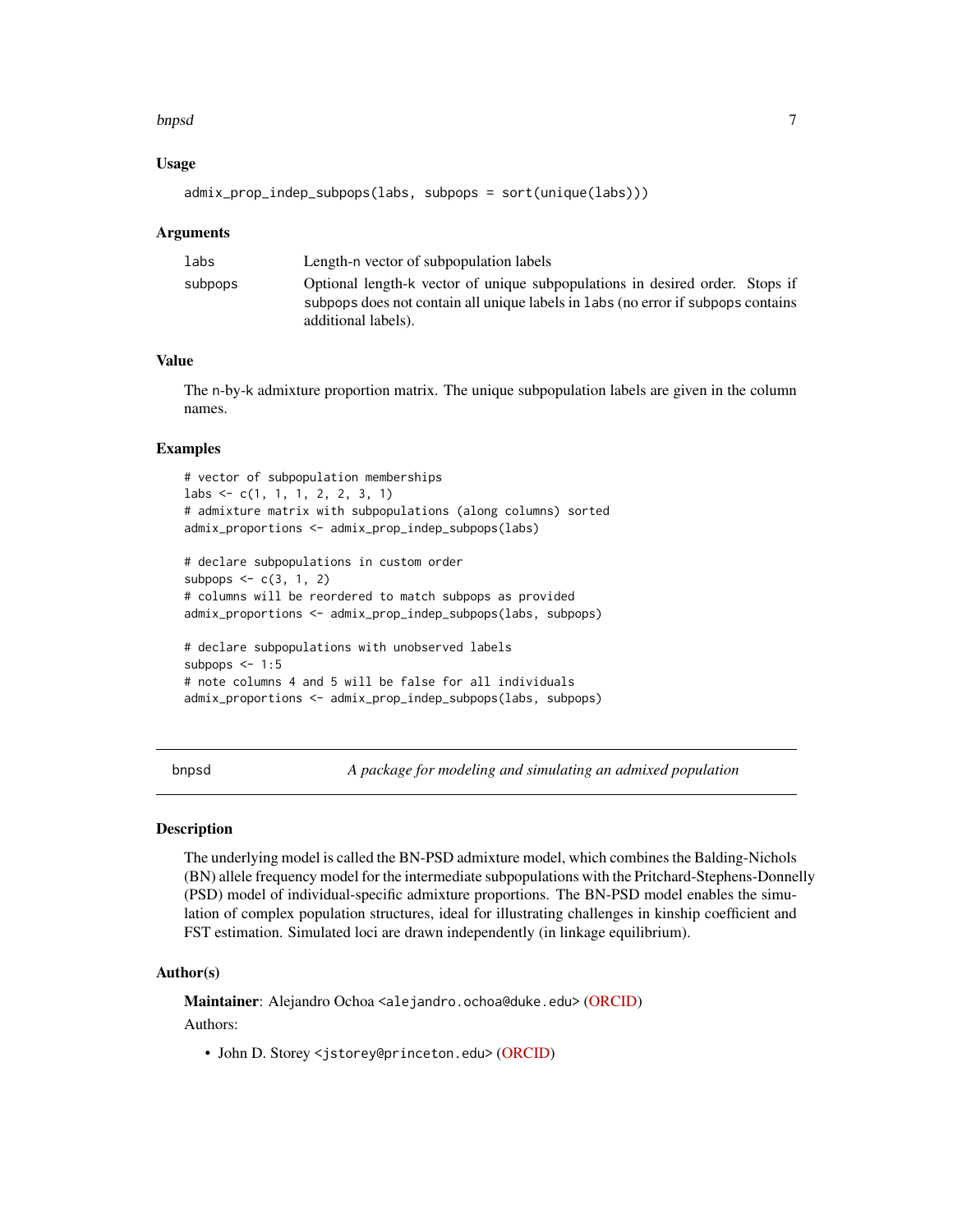### Usage

```
admix_prop_indep_subpops(labs, subpops = sort(unique(labs)))
```

### Arguments

| | |
|---|---|
| labs | Length-n vector of subpopulation labels |
| subpops | Optional length-k vector of unique subpopulations in desired order. Stops if subpops does not contain all unique labels in labs (no error if subpops contains additional labels). |

### Value

The n-by-k admixture proportion matrix. The unique subpopulation labels are given in the column names.

### Examples

```
# vector of subpopulation memberships
labs <- c(1, 1, 1, 2, 2, 3, 1)
# admixture matrix with subpopulations (along columns) sorted
admix_proportions <- admix_prop_indep_subpops(labs)

# declare subpopulations in custom order
subpops <- c(3, 1, 2)
# columns will be reordered to match subpops as provided
admix_proportions <- admix_prop_indep_subpops(labs, subpops)

# declare subpopulations with unobserved labels
subpops <- 1:5
# note columns 4 and 5 will be false for all individuals
admix_proportions <- admix_prop_indep_subpops(labs, subpops)
```

---

## bnpsd — *A package for modeling and simulating an admixed population*

### Description

The underlying model is called the BN-PSD admixture model, which combines the Balding-Nichols (BN) allele frequency model for the intermediate subpopulations with the Pritchard-Stephens-Donnelly (PSD) model of individual-specific admixture proportions. The BN-PSD model enables the simulation of complex population structures, ideal for illustrating challenges in kinship coefficient and FST estimation. Simulated loci are drawn independently (in linkage equilibrium).

### Author(s)

**Maintainer**: Alejandro Ochoa <alejandro.ochoa@duke.edu> (ORCID)

Authors:

- John D. Storey <jstorey@princeton.edu> (ORCID)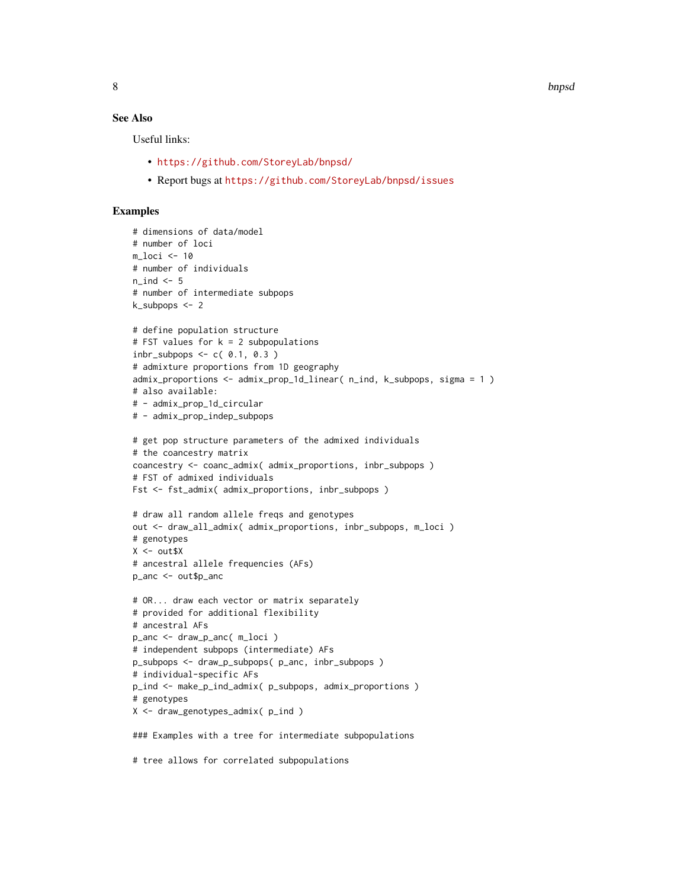## See Also

Useful links:

- https://github.com/StoreyLab/bnpsd/
- Report bugs at https://github.com/StoreyLab/bnpsd/issues

## Examples

```
# dimensions of data/model
# number of loci
m_loci <- 10
# number of individuals
n_ind <- 5
# number of intermediate subpops
k_subpops <- 2

# define population structure
# FST values for k = 2 subpopulations
inbr_subpops <- c( 0.1, 0.3 )
# admixture proportions from 1D geography
admix_proportions <- admix_prop_1d_linear( n_ind, k_subpops, sigma = 1 )
# also available:
# - admix_prop_1d_circular
# - admix_prop_indep_subpops

# get pop structure parameters of the admixed individuals
# the coancestry matrix
coancestry <- coanc_admix( admix_proportions, inbr_subpops )
# FST of admixed individuals
Fst <- fst_admix( admix_proportions, inbr_subpops )

# draw all random allele freqs and genotypes
out <- draw_all_admix( admix_proportions, inbr_subpops, m_loci )
# genotypes
X <- out$X
# ancestral allele frequencies (AFs)
p_anc <- out$p_anc

# OR... draw each vector or matrix separately
# provided for additional flexibility
# ancestral AFs
p_anc <- draw_p_anc( m_loci )
# independent subpops (intermediate) AFs
p_subpops <- draw_p_subpops( p_anc, inbr_subpops )
# individual-specific AFs
p_ind <- make_p_ind_admix( p_subpops, admix_proportions )
# genotypes
X <- draw_genotypes_admix( p_ind )

### Examples with a tree for intermediate subpopulations

# tree allows for correlated subpopulations
```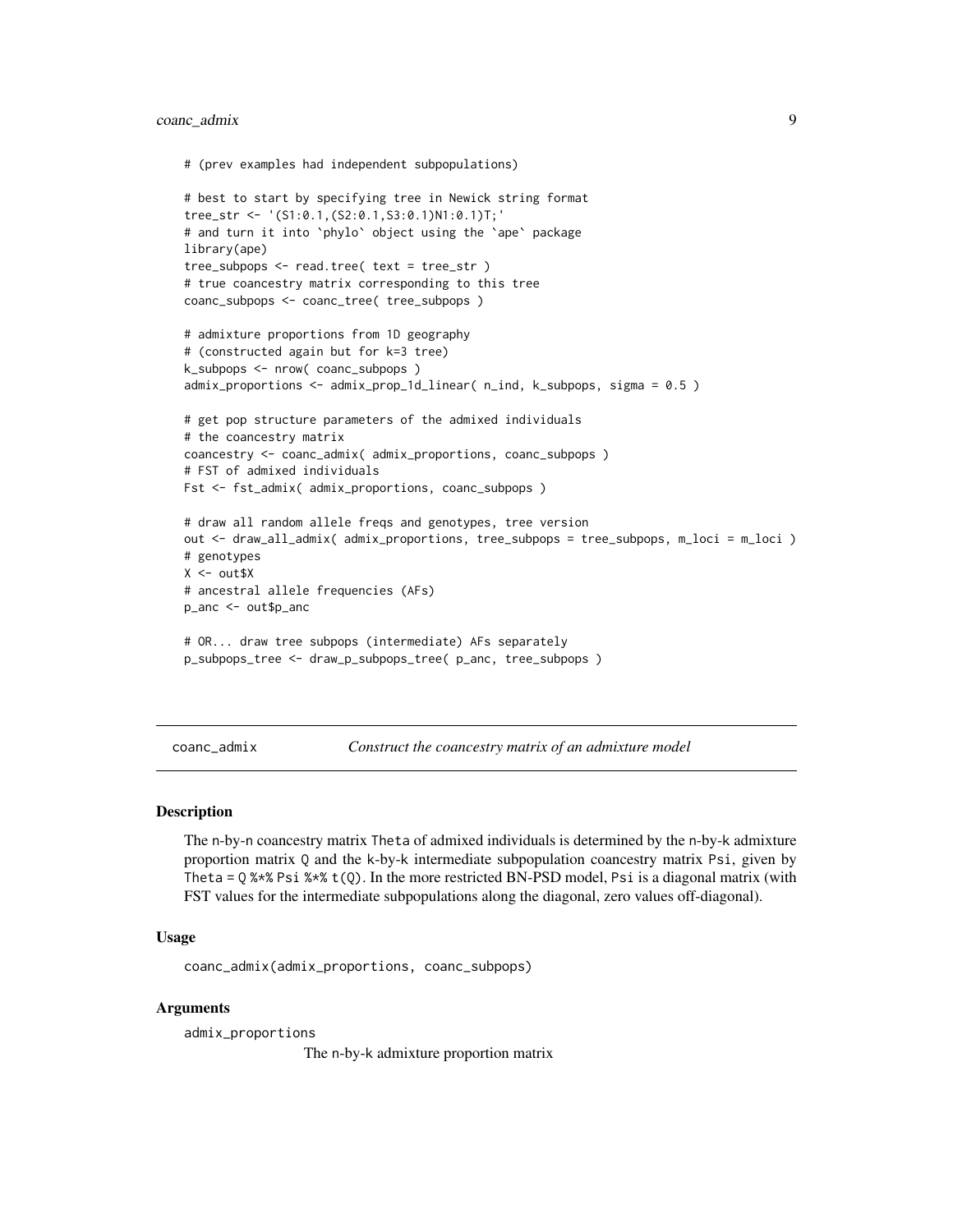```
# (prev examples had independent subpopulations)

# best to start by specifying tree in Newick string format
tree_str <- '(S1:0.1,(S2:0.1,S3:0.1)N1:0.1)T;'
# and turn it into `phylo` object using the `ape` package
library(ape)
tree_subpops <- read.tree( text = tree_str )
# true coancestry matrix corresponding to this tree
coanc_subpops <- coanc_tree( tree_subpops )

# admixture proportions from 1D geography
# (constructed again but for k=3 tree)
k_subpops <- nrow( coanc_subpops )
admix_proportions <- admix_prop_1d_linear( n_ind, k_subpops, sigma = 0.5 )

# get pop structure parameters of the admixed individuals
# the coancestry matrix
coancestry <- coanc_admix( admix_proportions, coanc_subpops )
# FST of admixed individuals
Fst <- fst_admix( admix_proportions, coanc_subpops )

# draw all random allele freqs and genotypes, tree version
out <- draw_all_admix( admix_proportions, tree_subpops = tree_subpops, m_loci = m_loci )
# genotypes
X <- out$X
# ancestral allele frequencies (AFs)
p_anc <- out$p_anc

# OR... draw tree subpops (intermediate) AFs separately
p_subpops_tree <- draw_p_subpops_tree( p_anc, tree_subpops )
```

---

## coanc_admix — *Construct the coancestry matrix of an admixture model*

### Description

The n-by-n coancestry matrix `Theta` of admixed individuals is determined by the n-by-k admixture proportion matrix `Q` and the k-by-k intermediate subpopulation coancestry matrix `Psi`, given by `Theta = Q %*% Psi %*% t(Q)`. In the more restricted BN-PSD model, `Psi` is a diagonal matrix (with FST values for the intermediate subpopulations along the diagonal, zero values off-diagonal).

### Usage

```
coanc_admix(admix_proportions, coanc_subpops)
```

### Arguments

`admix_proportions`
: The n-by-k admixture proportion matrix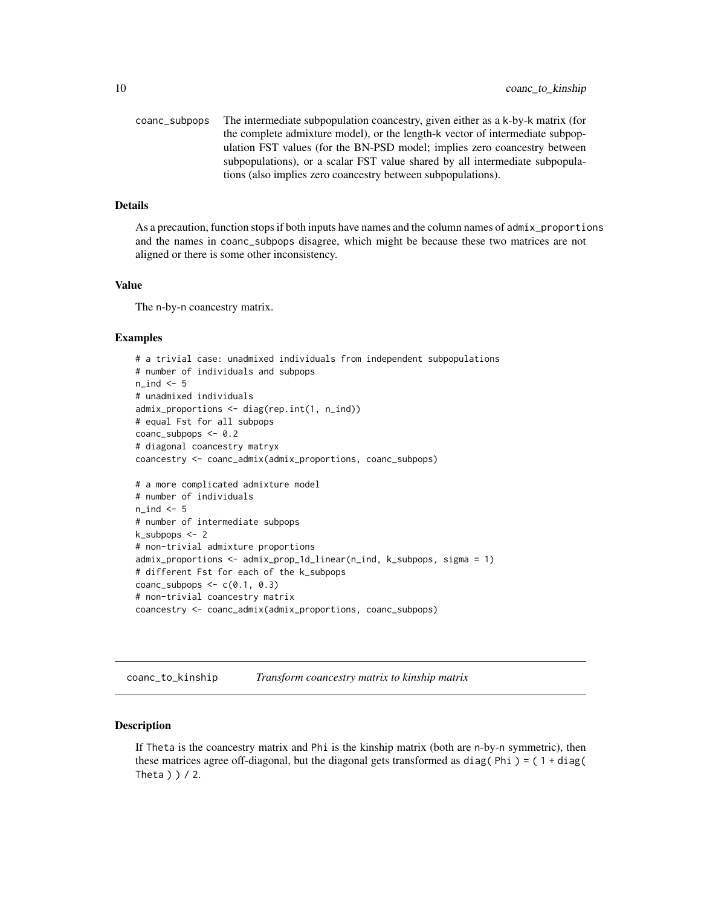coanc_subpops The intermediate subpopulation coancestry, given either as a k-by-k matrix (for the complete admixture model), or the length-k vector of intermediate subpopulation FST values (for the BN-PSD model; implies zero coancestry between subpopulations), or a scalar FST value shared by all intermediate subpopulations (also implies zero coancestry between subpopulations).

### Details

As a precaution, function stops if both inputs have names and the column names of admix_proportions and the names in coanc_subpops disagree, which might be because these two matrices are not aligned or there is some other inconsistency.

### Value

The n-by-n coancestry matrix.

### Examples

```
# a trivial case: unadmixed individuals from independent subpopulations
# number of individuals and subpops
n_ind <- 5
# unadmixed individuals
admix_proportions <- diag(rep.int(1, n_ind))
# equal Fst for all subpops
coanc_subpops <- 0.2
# diagonal coancestry matryx
coancestry <- coanc_admix(admix_proportions, coanc_subpops)

# a more complicated admixture model
# number of individuals
n_ind <- 5
# number of intermediate subpops
k_subpops <- 2
# non-trivial admixture proportions
admix_proportions <- admix_prop_1d_linear(n_ind, k_subpops, sigma = 1)
# different Fst for each of the k_subpops
coanc_subpops <- c(0.1, 0.3)
# non-trivial coancestry matrix
coancestry <- coanc_admix(admix_proportions, coanc_subpops)
```

## coanc_to_kinship *Transform coancestry matrix to kinship matrix*

### Description

If Theta is the coancestry matrix and Phi is the kinship matrix (both are n-by-n symmetric), then these matrices agree off-diagonal, but the diagonal gets transformed as diag( Phi ) = ( 1 + diag( Theta ) ) / 2.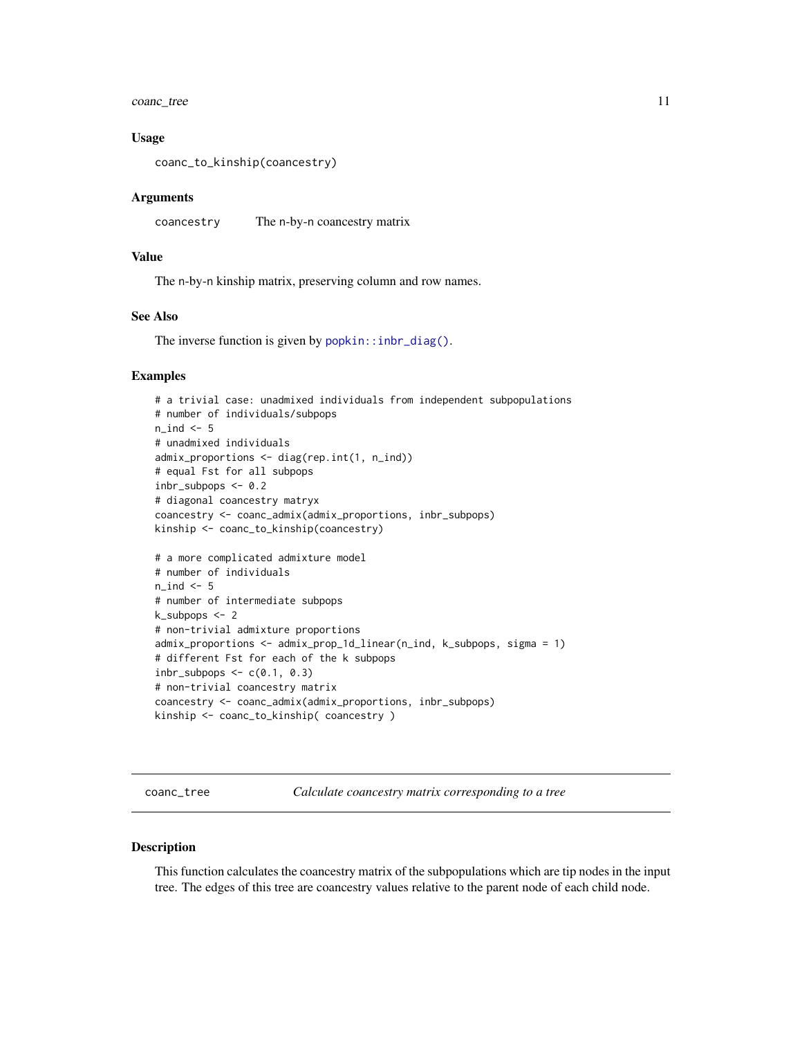### Usage

```
coanc_to_kinship(coancestry)
```

### Arguments

| | |
|---|---|
| coancestry | The n-by-n coancestry matrix |

### Value

The n-by-n kinship matrix, preserving column and row names.

### See Also

The inverse function is given by `popkin::inbr_diag()`.

### Examples

```
# a trivial case: unadmixed individuals from independent subpopulations
# number of individuals/subpops
n_ind <- 5
# unadmixed individuals
admix_proportions <- diag(rep.int(1, n_ind))
# equal Fst for all subpops
inbr_subpops <- 0.2
# diagonal coancestry matryx
coancestry <- coanc_admix(admix_proportions, inbr_subpops)
kinship <- coanc_to_kinship(coancestry)

# a more complicated admixture model
# number of individuals
n_ind <- 5
# number of intermediate subpops
k_subpops <- 2
# non-trivial admixture proportions
admix_proportions <- admix_prop_1d_linear(n_ind, k_subpops, sigma = 1)
# different Fst for each of the k subpops
inbr_subpops <- c(0.1, 0.3)
# non-trivial coancestry matrix
coancestry <- coanc_admix(admix_proportions, inbr_subpops)
kinship <- coanc_to_kinship( coancestry )
```

## coanc_tree — *Calculate coancestry matrix corresponding to a tree*

### Description

This function calculates the coancestry matrix of the subpopulations which are tip nodes in the input tree. The edges of this tree are coancestry values relative to the parent node of each child node.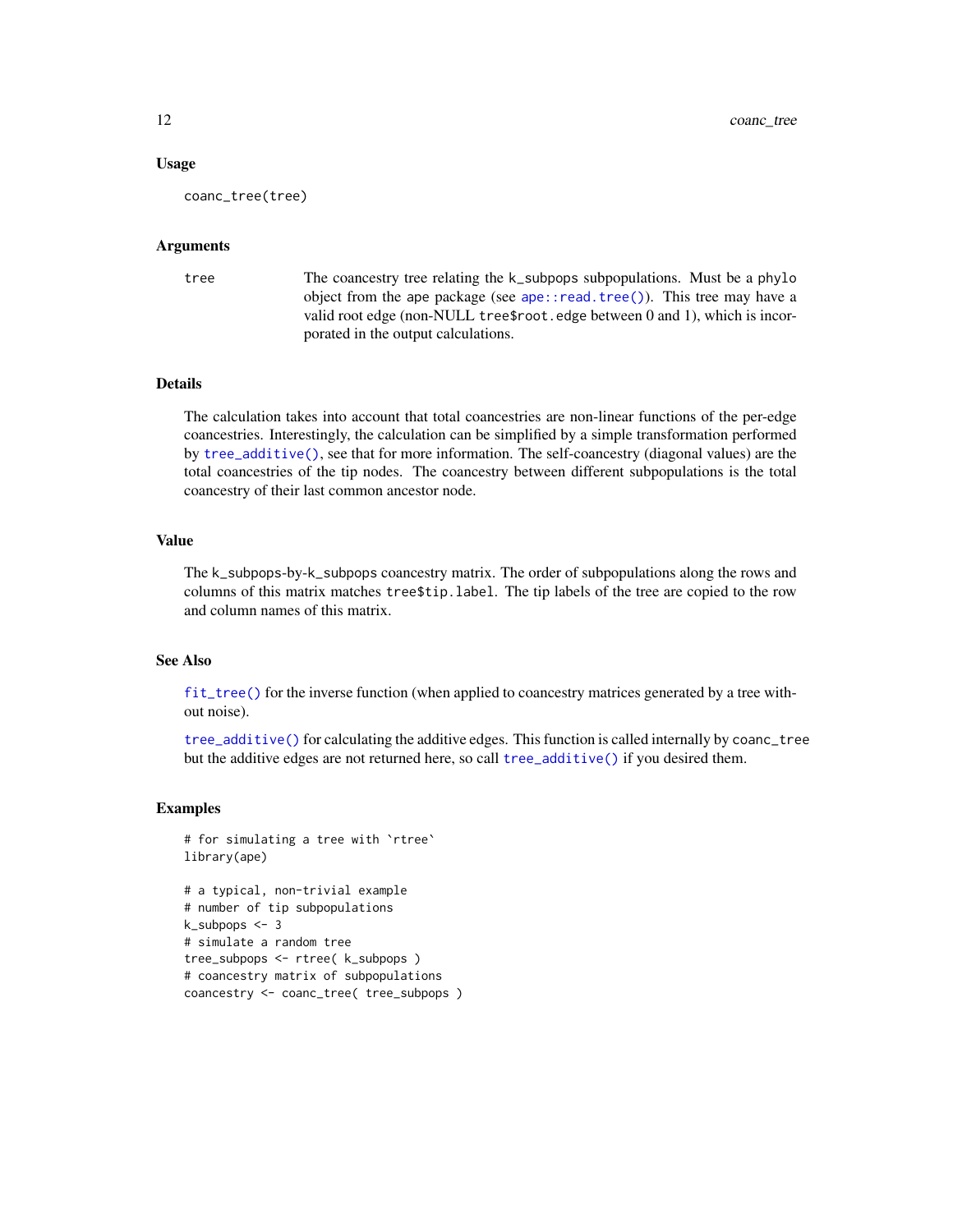### Usage

```
coanc_tree(tree)
```

### Arguments

| | |
|---|---|
| tree | The coancestry tree relating the k_subpops subpopulations. Must be a phylo object from the ape package (see `ape::read.tree()`). This tree may have a valid root edge (non-NULL tree$root.edge between 0 and 1), which is incorporated in the output calculations. |

### Details

The calculation takes into account that total coancestries are non-linear functions of the per-edge coancestries. Interestingly, the calculation can be simplified by a simple transformation performed by `tree_additive()`, see that for more information. The self-coancestry (diagonal values) are the total coancestries of the tip nodes. The coancestry between different subpopulations is the total coancestry of their last common ancestor node.

### Value

The k_subpops-by-k_subpops coancestry matrix. The order of subpopulations along the rows and columns of this matrix matches tree$tip.label. The tip labels of the tree are copied to the row and column names of this matrix.

### See Also

`fit_tree()` for the inverse function (when applied to coancestry matrices generated by a tree without noise).

`tree_additive()` for calculating the additive edges. This function is called internally by coanc_tree but the additive edges are not returned here, so call `tree_additive()` if you desired them.

### Examples

```
# for simulating a tree with `rtree`
library(ape)

# a typical, non-trivial example
# number of tip subpopulations
k_subpops <- 3
# simulate a random tree
tree_subpops <- rtree( k_subpops )
# coancestry matrix of subpopulations
coancestry <- coanc_tree( tree_subpops )
```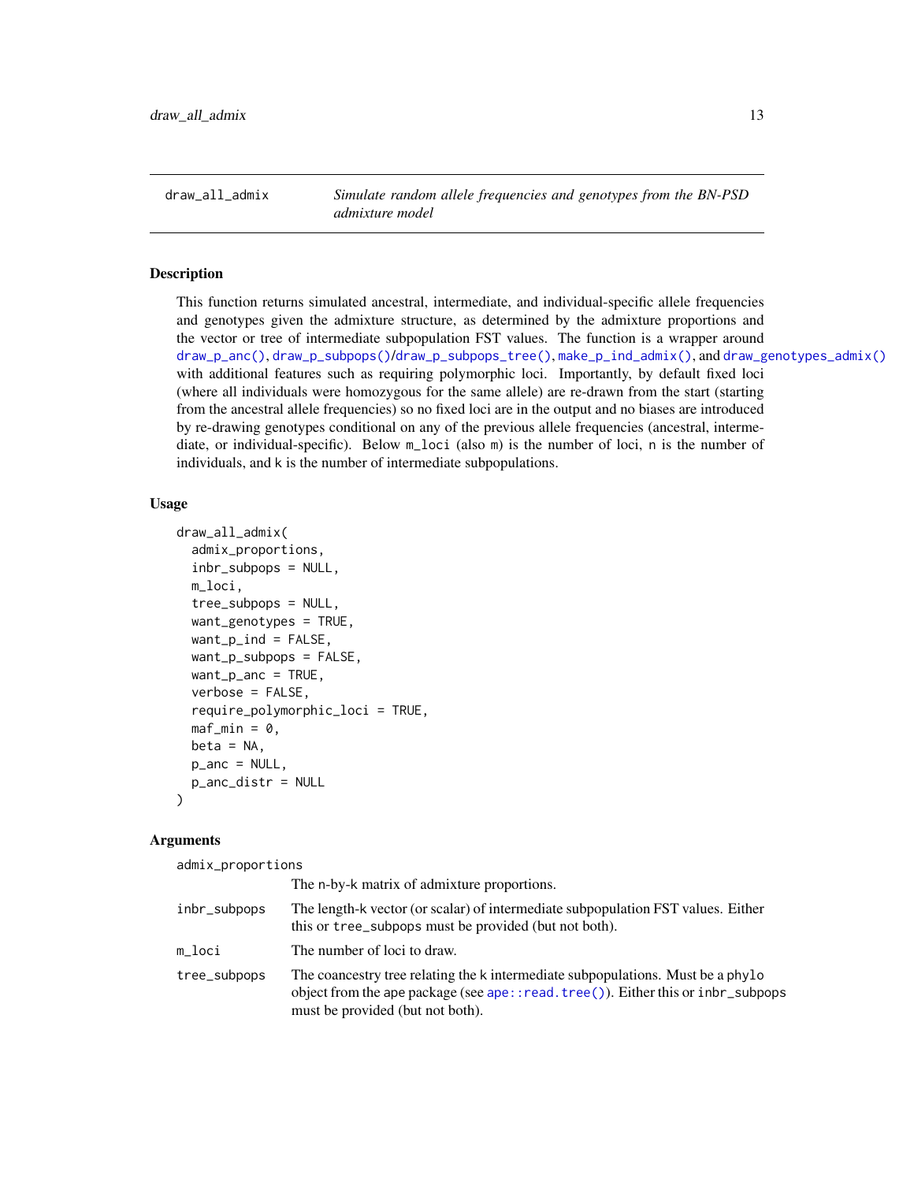## draw_all_admix — *Simulate random allele frequencies and genotypes from the BN-PSD admixture model*

### Description

This function returns simulated ancestral, intermediate, and individual-specific allele frequencies and genotypes given the admixture structure, as determined by the admixture proportions and the vector or tree of intermediate subpopulation FST values. The function is a wrapper around draw_p_anc(), draw_p_subpops()/draw_p_subpops_tree(), make_p_ind_admix(), and draw_genotypes_admix() with additional features such as requiring polymorphic loci. Importantly, by default fixed loci (where all individuals were homozygous for the same allele) are re-drawn from the start (starting from the ancestral allele frequencies) so no fixed loci are in the output and no biases are introduced by re-drawing genotypes conditional on any of the previous allele frequencies (ancestral, intermediate, or individual-specific). Below m_loci (also m) is the number of loci, n is the number of individuals, and k is the number of intermediate subpopulations.

### Usage

```
draw_all_admix(
  admix_proportions,
  inbr_subpops = NULL,
  m_loci,
  tree_subpops = NULL,
  want_genotypes = TRUE,
  want_p_ind = FALSE,
  want_p_subpops = FALSE,
  want_p_anc = TRUE,
  verbose = FALSE,
  require_polymorphic_loci = TRUE,
  maf_min = 0,
  beta = NA,
  p_anc = NULL,
  p_anc_distr = NULL
)
```

### Arguments

| | |
|---|---|
| admix_proportions | The n-by-k matrix of admixture proportions. |
| inbr_subpops | The length-k vector (or scalar) of intermediate subpopulation FST values. Either this or tree_subpops must be provided (but not both). |
| m_loci | The number of loci to draw. |
| tree_subpops | The coancestry tree relating the k intermediate subpopulations. Must be a phylo object from the ape package (see ape::read.tree()). Either this or inbr_subpops must be provided (but not both). |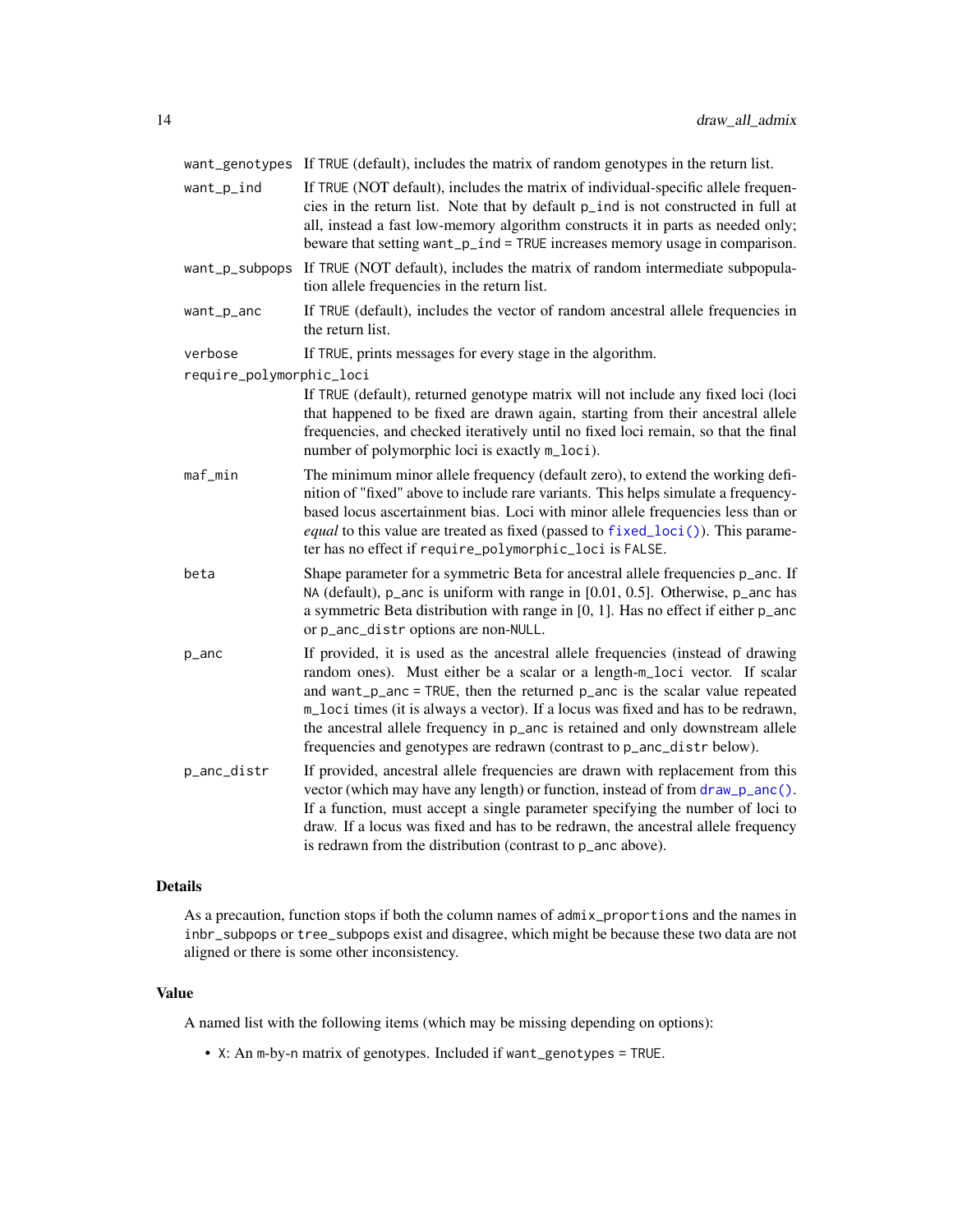| | |
|---|---|
| want_genotypes | If TRUE (default), includes the matrix of random genotypes in the return list. |
| want_p_ind | If TRUE (NOT default), includes the matrix of individual-specific allele frequencies in the return list. Note that by default p_ind is not constructed in full at all, instead a fast low-memory algorithm constructs it in parts as needed only; beware that setting want_p_ind = TRUE increases memory usage in comparison. |
| want_p_subpops | If TRUE (NOT default), includes the matrix of random intermediate subpopulation allele frequencies in the return list. |
| want_p_anc | If TRUE (default), includes the vector of random ancestral allele frequencies in the return list. |
| verbose | If TRUE, prints messages for every stage in the algorithm. |
| require_polymorphic_loci | If TRUE (default), returned genotype matrix will not include any fixed loci (loci that happened to be fixed are drawn again, starting from their ancestral allele frequencies, and checked iteratively until no fixed loci remain, so that the final number of polymorphic loci is exactly m_loci). |
| maf_min | The minimum minor allele frequency (default zero), to extend the working definition of "fixed" above to include rare variants. This helps simulate a frequency-based locus ascertainment bias. Loci with minor allele frequencies less than or *equal* to this value are treated as fixed (passed to fixed_loci()). This parameter has no effect if require_polymorphic_loci is FALSE. |
| beta | Shape parameter for a symmetric Beta for ancestral allele frequencies p_anc. If NA (default), p_anc is uniform with range in [0.01, 0.5]. Otherwise, p_anc has a symmetric Beta distribution with range in [0, 1]. Has no effect if either p_anc or p_anc_distr options are non-NULL. |
| p_anc | If provided, it is used as the ancestral allele frequencies (instead of drawing random ones). Must either be a scalar or a length-m_loci vector. If scalar and want_p_anc = TRUE, then the returned p_anc is the scalar value repeated m_loci times (it is always a vector). If a locus was fixed and has to be redrawn, the ancestral allele frequency in p_anc is retained and only downstream allele frequencies and genotypes are redrawn (contrast to p_anc_distr below). |
| p_anc_distr | If provided, ancestral allele frequencies are drawn with replacement from this vector (which may have any length) or function, instead of from draw_p_anc(). If a function, must accept a single parameter specifying the number of loci to draw. If a locus was fixed and has to be redrawn, the ancestral allele frequency is redrawn from the distribution (contrast to p_anc above). |

## Details

As a precaution, function stops if both the column names of admix_proportions and the names in inbr_subpops or tree_subpops exist and disagree, which might be because these two data are not aligned or there is some other inconsistency.

## Value

A named list with the following items (which may be missing depending on options):

- X: An m-by-n matrix of genotypes. Included if want_genotypes = TRUE.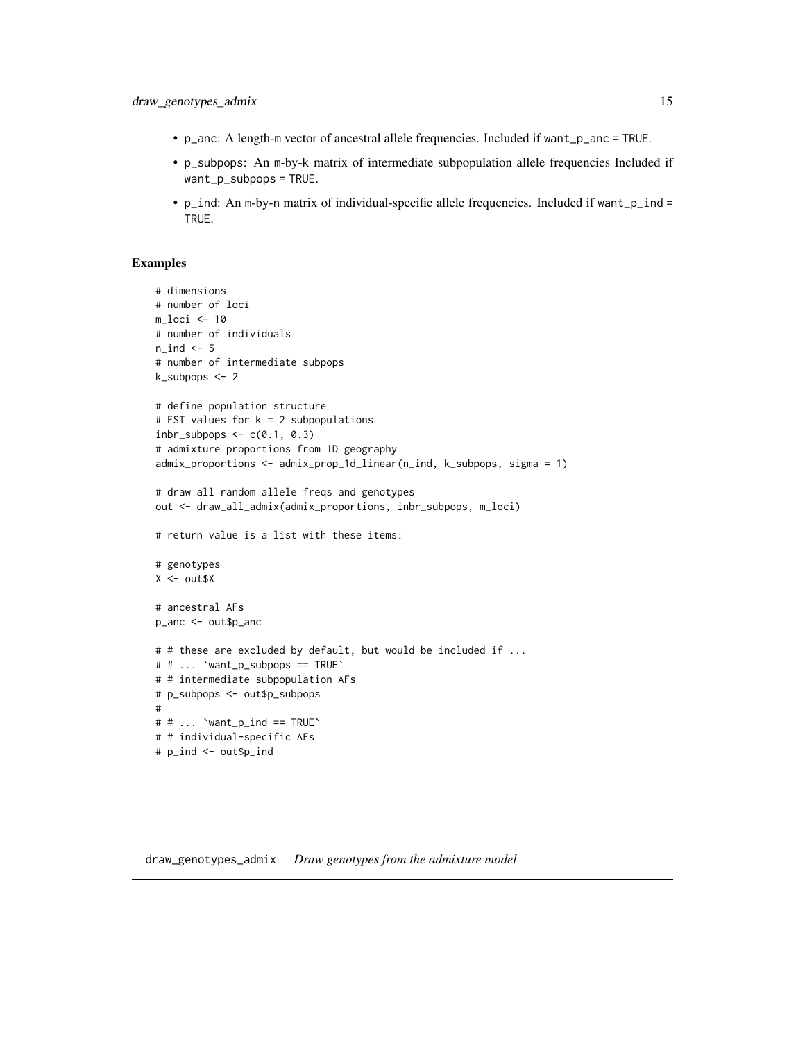- p_anc: A length-m vector of ancestral allele frequencies. Included if want_p_anc = TRUE.
- p_subpops: An m-by-k matrix of intermediate subpopulation allele frequencies Included if want_p_subpops = TRUE.
- p_ind: An m-by-n matrix of individual-specific allele frequencies. Included if want_p_ind = TRUE.

## Examples

```
# dimensions
# number of loci
m_loci <- 10
# number of individuals
n_ind <- 5
# number of intermediate subpops
k_subpops <- 2

# define population structure
# FST values for k = 2 subpopulations
inbr_subpops <- c(0.1, 0.3)
# admixture proportions from 1D geography
admix_proportions <- admix_prop_1d_linear(n_ind, k_subpops, sigma = 1)

# draw all random allele freqs and genotypes
out <- draw_all_admix(admix_proportions, inbr_subpops, m_loci)

# return value is a list with these items:

# genotypes
X <- out$X

# ancestral AFs
p_anc <- out$p_anc

# # these are excluded by default, but would be included if ...
# # ... `want_p_subpops == TRUE`
# # intermediate subpopulation AFs
# p_subpops <- out$p_subpops
#
# # ... `want_p_ind == TRUE`
# # individual-specific AFs
# p_ind <- out$p_ind
```

---

draw_genotypes_admix *Draw genotypes from the admixture model*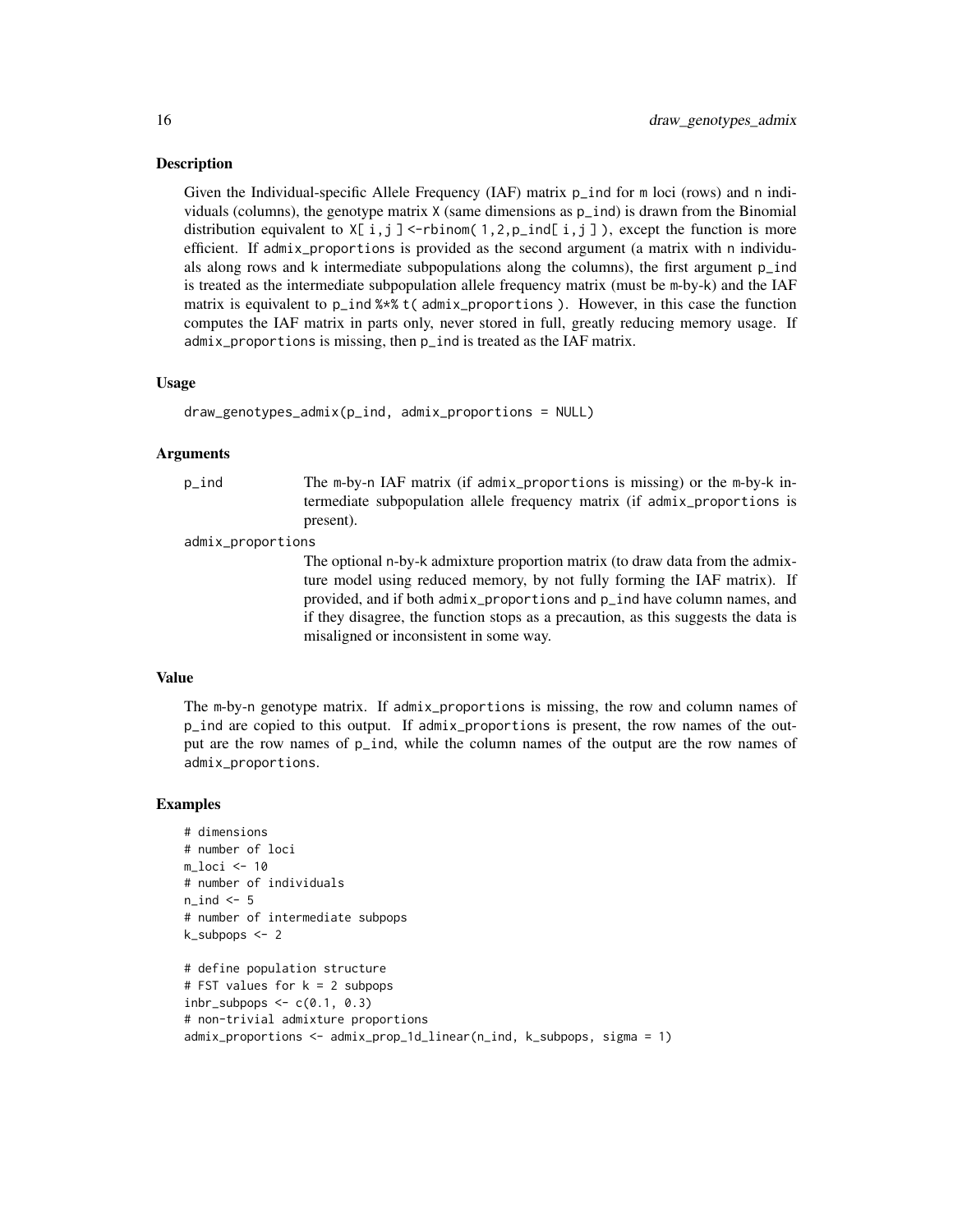### Description

Given the Individual-specific Allele Frequency (IAF) matrix `p_ind` for `m` loci (rows) and `n` individuals (columns), the genotype matrix `X` (same dimensions as `p_ind`) is drawn from the Binomial distribution equivalent to `X[ i,j ] <-rbinom( 1,2,p_ind[ i,j ] )`, except the function is more efficient. If `admix_proportions` is provided as the second argument (a matrix with `n` individuals along rows and `k` intermediate subpopulations along the columns), the first argument `p_ind` is treated as the intermediate subpopulation allele frequency matrix (must be `m`-by-`k`) and the IAF matrix is equivalent to `p_ind %*% t( admix_proportions )`. However, in this case the function computes the IAF matrix in parts only, never stored in full, greatly reducing memory usage. If `admix_proportions` is missing, then `p_ind` is treated as the IAF matrix.

### Usage

```
draw_genotypes_admix(p_ind, admix_proportions = NULL)
```

### Arguments

- `p_ind` The `m`-by-`n` IAF matrix (if `admix_proportions` is missing) or the `m`-by-`k` intermediate subpopulation allele frequency matrix (if `admix_proportions` is present).
- `admix_proportions` The optional `n`-by-`k` admixture proportion matrix (to draw data from the admixture model using reduced memory, by not fully forming the IAF matrix). If provided, and if both `admix_proportions` and `p_ind` have column names, and if they disagree, the function stops as a precaution, as this suggests the data is misaligned or inconsistent in some way.

### Value

The `m`-by-`n` genotype matrix. If `admix_proportions` is missing, the row and column names of `p_ind` are copied to this output. If `admix_proportions` is present, the row names of the output are the row names of `p_ind`, while the column names of the output are the row names of `admix_proportions`.

### Examples

```
# dimensions
# number of loci
m_loci <- 10
# number of individuals
n_ind <- 5
# number of intermediate subpops
k_subpops <- 2

# define population structure
# FST values for k = 2 subpops
inbr_subpops <- c(0.1, 0.3)
# non-trivial admixture proportions
admix_proportions <- admix_prop_1d_linear(n_ind, k_subpops, sigma = 1)
```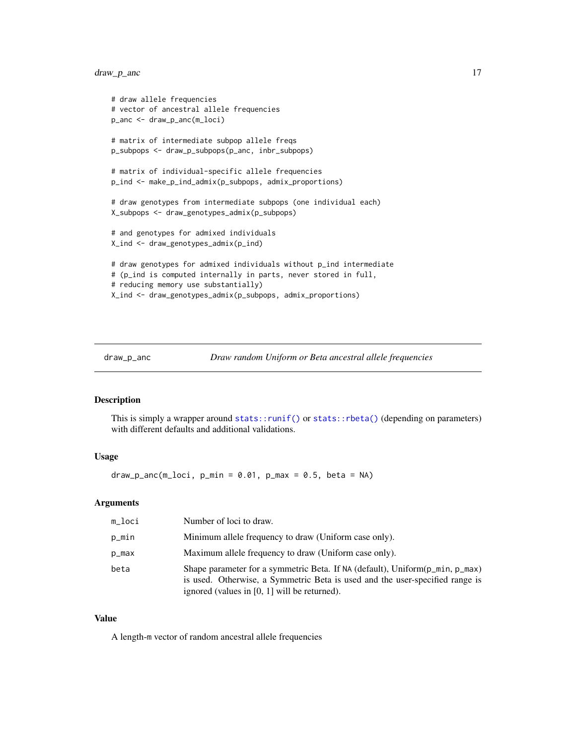```
# draw allele frequencies
# vector of ancestral allele frequencies
p_anc <- draw_p_anc(m_loci)

# matrix of intermediate subpop allele freqs
p_subpops <- draw_p_subpops(p_anc, inbr_subpops)

# matrix of individual-specific allele frequencies
p_ind <- make_p_ind_admix(p_subpops, admix_proportions)

# draw genotypes from intermediate subpops (one individual each)
X_subpops <- draw_genotypes_admix(p_subpops)

# and genotypes for admixed individuals
X_ind <- draw_genotypes_admix(p_ind)

# draw genotypes for admixed individuals without p_ind intermediate
# (p_ind is computed internally in parts, never stored in full,
# reducing memory use substantially)
X_ind <- draw_genotypes_admix(p_subpops, admix_proportions)
```

---

## draw_p_anc — *Draw random Uniform or Beta ancestral allele frequencies*

### Description

This is simply a wrapper around `stats::runif()` or `stats::rbeta()` (depending on parameters) with different defaults and additional validations.

### Usage

```
draw_p_anc(m_loci, p_min = 0.01, p_max = 0.5, beta = NA)
```

### Arguments

| | |
|---|---|
| `m_loci` | Number of loci to draw. |
| `p_min` | Minimum allele frequency to draw (Uniform case only). |
| `p_max` | Maximum allele frequency to draw (Uniform case only). |
| `beta` | Shape parameter for a symmetric Beta. If `NA` (default), Uniform(`p_min`, `p_max`) is used. Otherwise, a Symmetric Beta is used and the user-specified range is ignored (values in [0, 1] will be returned). |

### Value

A length-`m` vector of random ancestral allele frequencies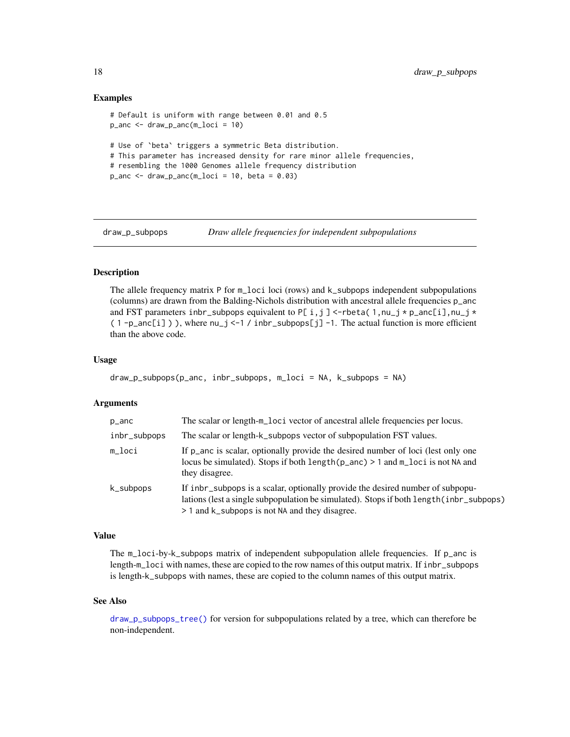### Examples

```
# Default is uniform with range between 0.01 and 0.5
p_anc <- draw_p_anc(m_loci = 10)

# Use of `beta` triggers a symmetric Beta distribution.
# This parameter has increased density for rare minor allele frequencies,
# resembling the 1000 Genomes allele frequency distribution
p_anc <- draw_p_anc(m_loci = 10, beta = 0.03)
```

---

## draw_p_subpops    *Draw allele frequencies for independent subpopulations*

---

### Description

The allele frequency matrix P for m_loci loci (rows) and k_subpops independent subpopulations (columns) are drawn from the Balding-Nichols distribution with ancestral allele frequencies p_anc and FST parameters inbr_subpops equivalent to `P[ i, j ] <- rbeta( 1, nu_j * p_anc[i], nu_j * ( 1 - p_anc[i] ) )`, where `nu_j <- 1 / inbr_subpops[j] - 1`. The actual function is more efficient than the above code.

### Usage

```
draw_p_subpops(p_anc, inbr_subpops, m_loci = NA, k_subpops = NA)
```

### Arguments

| | |
|---|---|
| p_anc | The scalar or length-m_loci vector of ancestral allele frequencies per locus. |
| inbr_subpops | The scalar or length-k_subpops vector of subpopulation FST values. |
| m_loci | If p_anc is scalar, optionally provide the desired number of loci (lest only one locus be simulated). Stops if both length(p_anc) > 1 and m_loci is not NA and they disagree. |
| k_subpops | If inbr_subpops is a scalar, optionally provide the desired number of subpopulations (lest a single subpopulation be simulated). Stops if both length(inbr_subpops) > 1 and k_subpops is not NA and they disagree. |

### Value

The m_loci-by-k_subpops matrix of independent subpopulation allele frequencies. If p_anc is length-m_loci with names, these are copied to the row names of this output matrix. If inbr_subpops is length-k_subpops with names, these are copied to the column names of this output matrix.

### See Also

draw_p_subpops_tree() for version for subpopulations related by a tree, which can therefore be non-independent.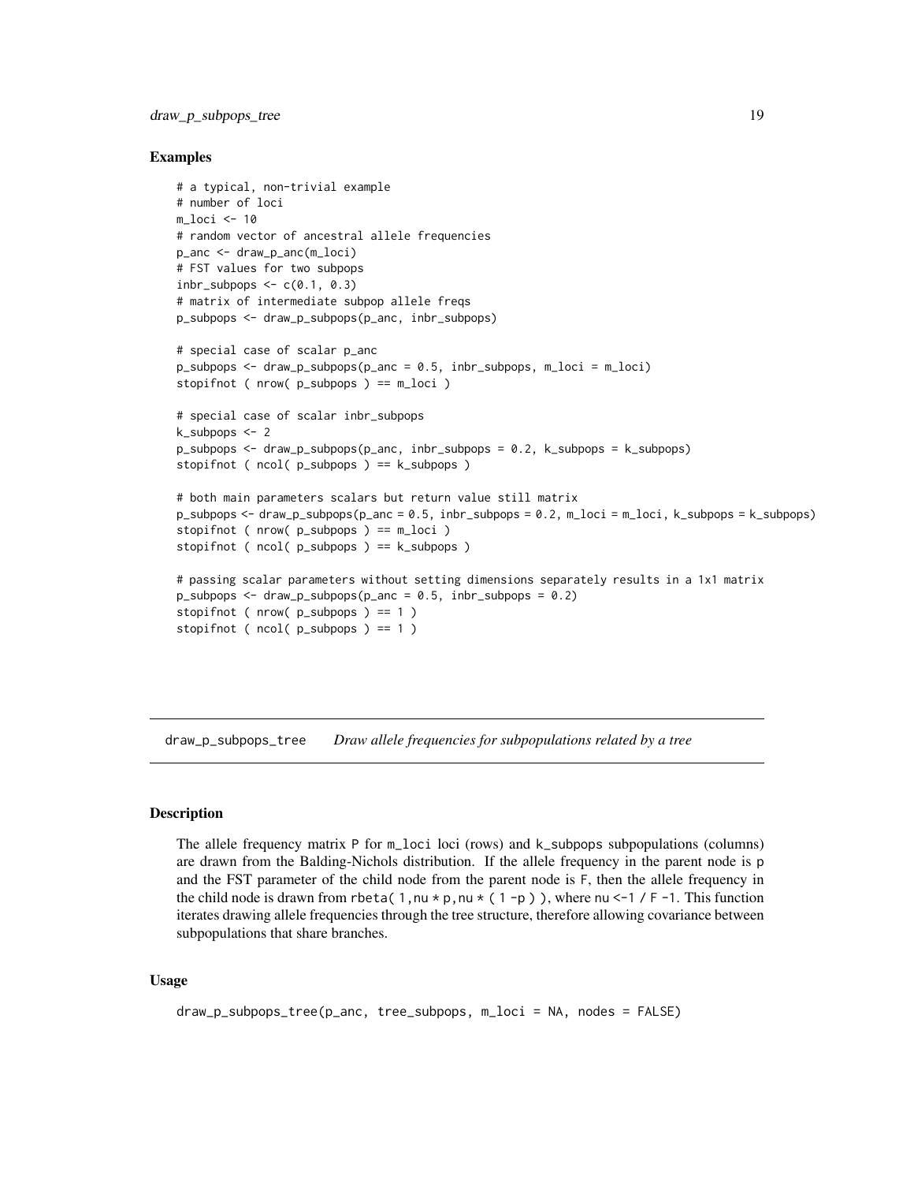### Examples

```
# a typical, non-trivial example
# number of loci
m_loci <- 10
# random vector of ancestral allele frequencies
p_anc <- draw_p_anc(m_loci)
# FST values for two subpops
inbr_subpops <- c(0.1, 0.3)
# matrix of intermediate subpop allele freqs
p_subpops <- draw_p_subpops(p_anc, inbr_subpops)

# special case of scalar p_anc
p_subpops <- draw_p_subpops(p_anc = 0.5, inbr_subpops, m_loci = m_loci)
stopifnot ( nrow( p_subpops ) == m_loci )

# special case of scalar inbr_subpops
k_subpops <- 2
p_subpops <- draw_p_subpops(p_anc, inbr_subpops = 0.2, k_subpops = k_subpops)
stopifnot ( ncol( p_subpops ) == k_subpops )

# both main parameters scalars but return value still matrix
p_subpops <- draw_p_subpops(p_anc = 0.5, inbr_subpops = 0.2, m_loci = m_loci, k_subpops = k_subpops)
stopifnot ( nrow( p_subpops ) == m_loci )
stopifnot ( ncol( p_subpops ) == k_subpops )

# passing scalar parameters without setting dimensions separately results in a 1x1 matrix
p_subpops <- draw_p_subpops(p_anc = 0.5, inbr_subpops = 0.2)
stopifnot ( nrow( p_subpops ) == 1 )
stopifnot ( ncol( p_subpops ) == 1 )
```

---

## draw_p_subpops_tree *Draw allele frequencies for subpopulations related by a tree*

### Description

The allele frequency matrix P for m_loci loci (rows) and k_subpops subpopulations (columns) are drawn from the Balding-Nichols distribution. If the allele frequency in the parent node is p and the FST parameter of the child node from the parent node is F, then the allele frequency in the child node is drawn from rbeta( 1,nu * p,nu * ( 1 -p ) ), where nu <-1 / F -1. This function iterates drawing allele frequencies through the tree structure, therefore allowing covariance between subpopulations that share branches.

### Usage

```
draw_p_subpops_tree(p_anc, tree_subpops, m_loci = NA, nodes = FALSE)
```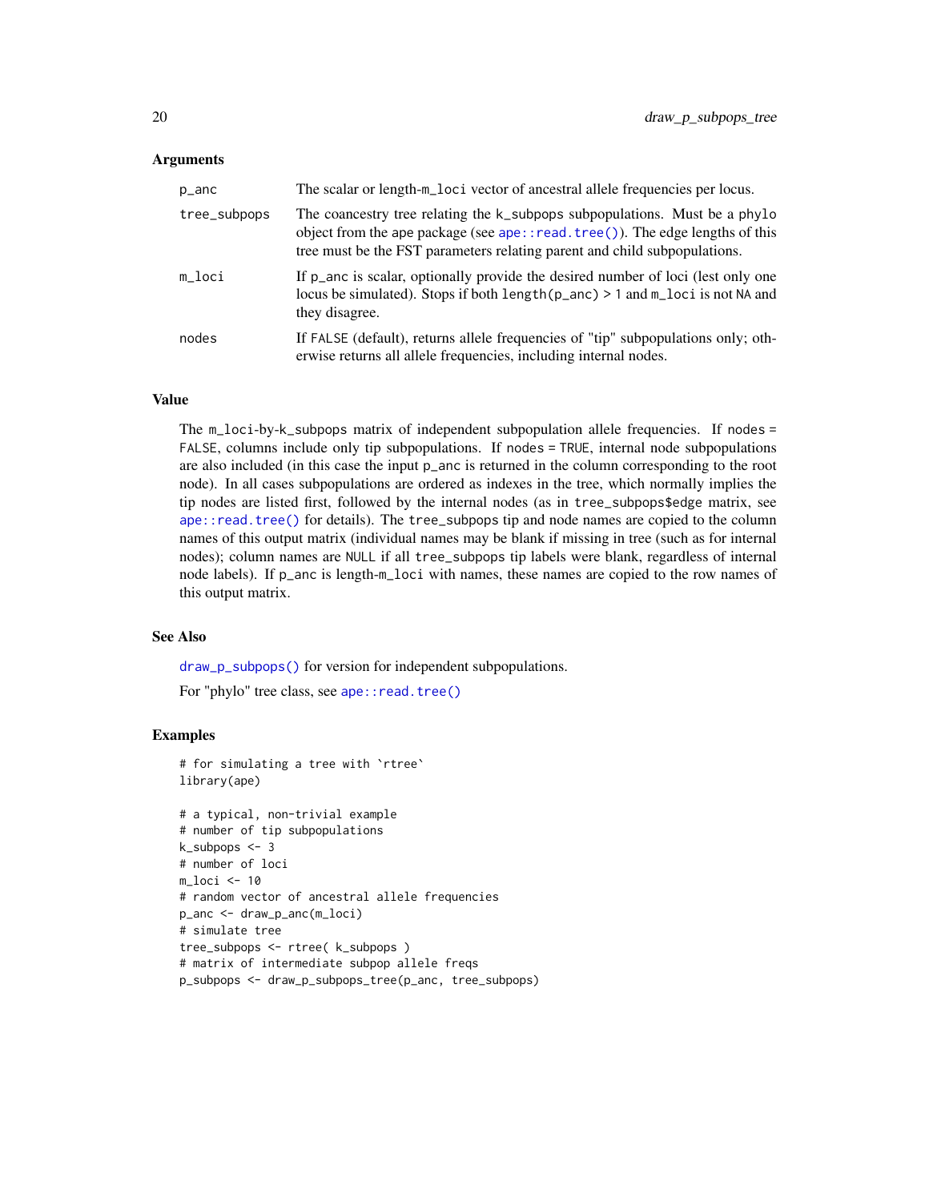### Arguments

| | |
|---|---|
| `p_anc` | The scalar or length-`m_loci` vector of ancestral allele frequencies per locus. |
| `tree_subpops` | The coancestry tree relating the `k_subpops` subpopulations. Must be a `phylo` object from the ape package (see `ape::read.tree()`). The edge lengths of this tree must be the FST parameters relating parent and child subpopulations. |
| `m_loci` | If `p_anc` is scalar, optionally provide the desired number of loci (lest only one locus be simulated). Stops if both `length(p_anc) > 1` and `m_loci` is not `NA` and they disagree. |
| `nodes` | If `FALSE` (default), returns allele frequencies of "tip" subpopulations only; otherwise returns all allele frequencies, including internal nodes. |

### Value

The `m_loci`-by-`k_subpops` matrix of independent subpopulation allele frequencies. If `nodes = FALSE`, columns include only tip subpopulations. If `nodes = TRUE`, internal node subpopulations are also included (in this case the input `p_anc` is returned in the column corresponding to the root node). In all cases subpopulations are ordered as indexes in the tree, which normally implies the tip nodes are listed first, followed by the internal nodes (as in `tree_subpops$edge` matrix, see `ape::read.tree()` for details). The `tree_subpops` tip and node names are copied to the column names of this output matrix (individual names may be blank if missing in tree (such as for internal nodes); column names are `NULL` if all `tree_subpops` tip labels were blank, regardless of internal node labels). If `p_anc` is length-`m_loci` with names, these names are copied to the row names of this output matrix.

### See Also

`draw_p_subpops()` for version for independent subpopulations.

For "phylo" tree class, see `ape::read.tree()`

### Examples

```
# for simulating a tree with `rtree`
library(ape)

# a typical, non-trivial example
# number of tip subpopulations
k_subpops <- 3
# number of loci
m_loci <- 10
# random vector of ancestral allele frequencies
p_anc <- draw_p_anc(m_loci)
# simulate tree
tree_subpops <- rtree( k_subpops )
# matrix of intermediate subpop allele freqs
p_subpops <- draw_p_subpops_tree(p_anc, tree_subpops)
```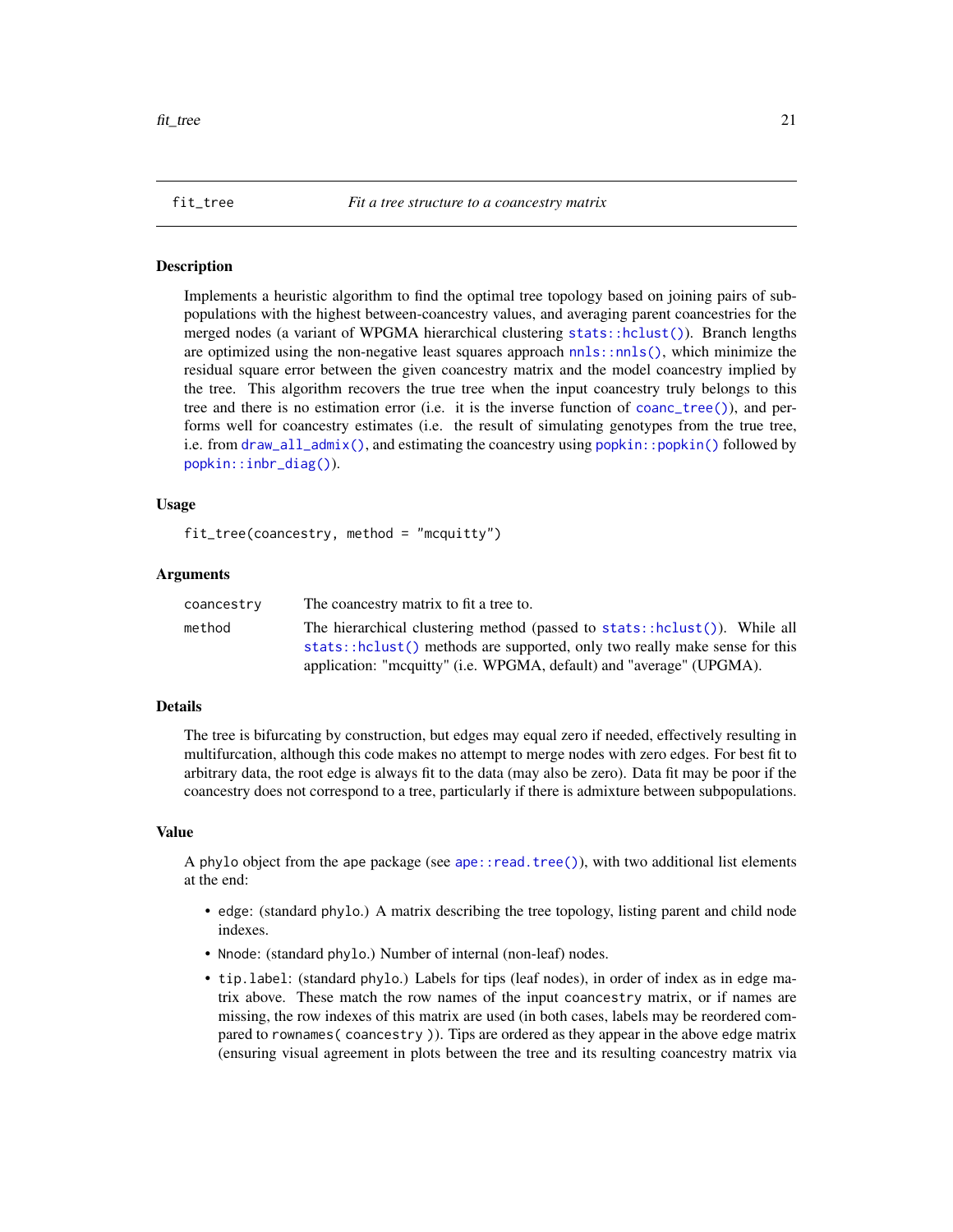## fit_tree — *Fit a tree structure to a coancestry matrix*

### Description

Implements a heuristic algorithm to find the optimal tree topology based on joining pairs of subpopulations with the highest between-coancestry values, and averaging parent coancestries for the merged nodes (a variant of WPGMA hierarchical clustering `stats::hclust()`). Branch lengths are optimized using the non-negative least squares approach `nnls::nnls()`, which minimize the residual square error between the given coancestry matrix and the model coancestry implied by the tree. This algorithm recovers the true tree when the input coancestry truly belongs to this tree and there is no estimation error (i.e. it is the inverse function of `coanc_tree()`), and performs well for coancestry estimates (i.e. the result of simulating genotypes from the true tree, i.e. from `draw_all_admix()`, and estimating the coancestry using `popkin::popkin()` followed by `popkin::inbr_diag()`).

### Usage

```
fit_tree(coancestry, method = "mcquitty")
```

### Arguments

| | |
|---|---|
| `coancestry` | The coancestry matrix to fit a tree to. |
| `method` | The hierarchical clustering method (passed to `stats::hclust()`). While all `stats::hclust()` methods are supported, only two really make sense for this application: "mcquitty" (i.e. WPGMA, default) and "average" (UPGMA). |

### Details

The tree is bifurcating by construction, but edges may equal zero if needed, effectively resulting in multifurcation, although this code makes no attempt to merge nodes with zero edges. For best fit to arbitrary data, the root edge is always fit to the data (may also be zero). Data fit may be poor if the coancestry does not correspond to a tree, particularly if there is admixture between subpopulations.

### Value

A `phylo` object from the `ape` package (see `ape::read.tree()`), with two additional list elements at the end:

- `edge`: (standard `phylo`.) A matrix describing the tree topology, listing parent and child node indexes.
- `Nnode`: (standard `phylo`.) Number of internal (non-leaf) nodes.
- `tip.label`: (standard `phylo`.) Labels for tips (leaf nodes), in order of index as in `edge` matrix above. These match the row names of the input `coancestry` matrix, or if names are missing, the row indexes of this matrix are used (in both cases, labels may be reordered compared to `rownames( coancestry )`). Tips are ordered as they appear in the above edge matrix (ensuring visual agreement in plots between the tree and its resulting coancestry matrix via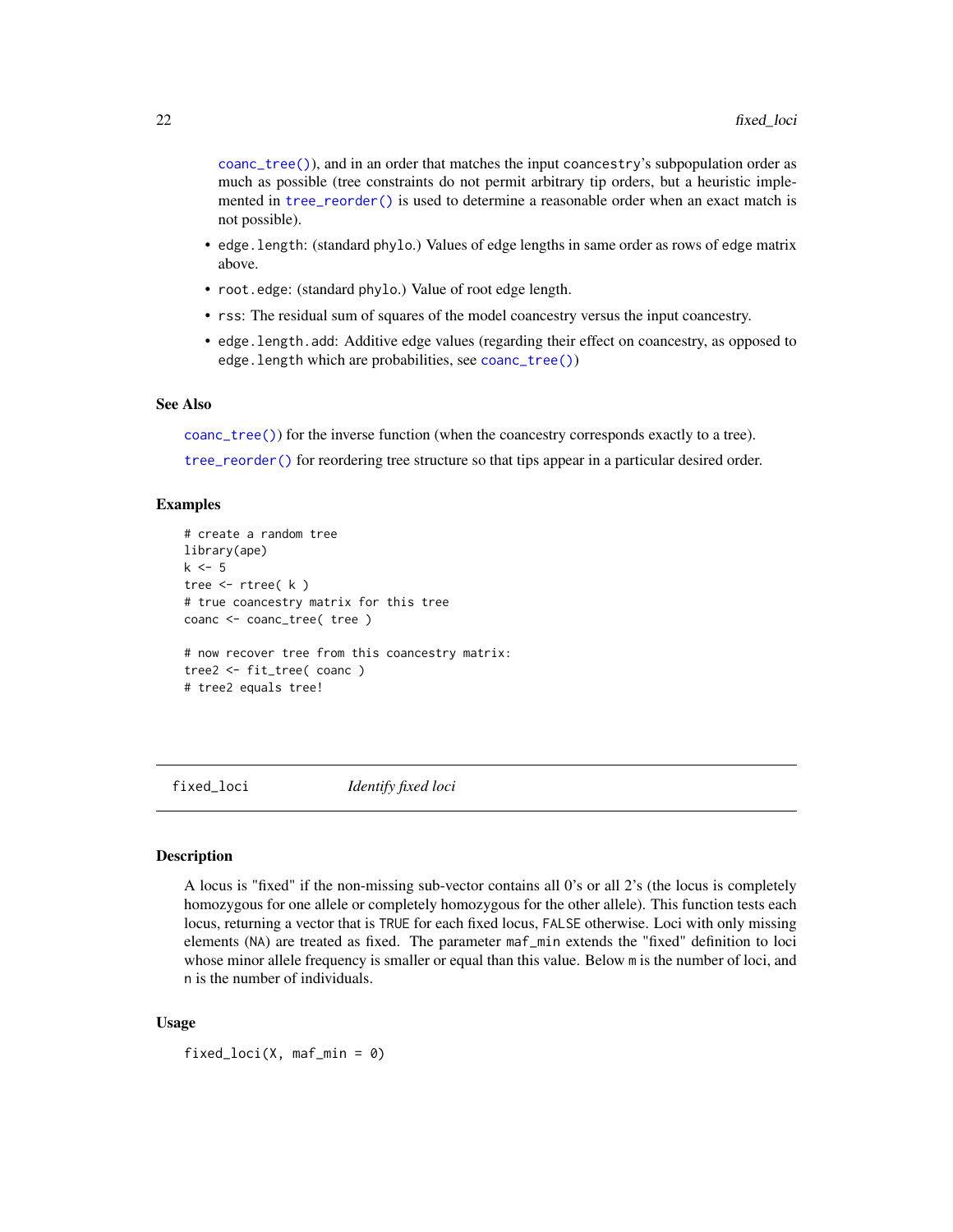coanc_tree()), and in an order that matches the input coancestry's subpopulation order as much as possible (tree constraints do not permit arbitrary tip orders, but a heuristic implemented in tree_reorder() is used to determine a reasonable order when an exact match is not possible).

- edge.length: (standard phylo.) Values of edge lengths in same order as rows of edge matrix above.
- root.edge: (standard phylo.) Value of root edge length.
- rss: The residual sum of squares of the model coancestry versus the input coancestry.
- edge.length.add: Additive edge values (regarding their effect on coancestry, as opposed to edge.length which are probabilities, see coanc_tree())

### See Also

coanc_tree()) for the inverse function (when the coancestry corresponds exactly to a tree).

tree_reorder() for reordering tree structure so that tips appear in a particular desired order.

### Examples

```
# create a random tree
library(ape)
k <- 5
tree <- rtree( k )
# true coancestry matrix for this tree
coanc <- coanc_tree( tree )

# now recover tree from this coancestry matrix:
tree2 <- fit_tree( coanc )
# tree2 equals tree!
```

---

## fixed_loci *Identify fixed loci*

---

### Description

A locus is "fixed" if the non-missing sub-vector contains all 0's or all 2's (the locus is completely homozygous for one allele or completely homozygous for the other allele). This function tests each locus, returning a vector that is TRUE for each fixed locus, FALSE otherwise. Loci with only missing elements (NA) are treated as fixed. The parameter maf_min extends the "fixed" definition to loci whose minor allele frequency is smaller or equal than this value. Below m is the number of loci, and n is the number of individuals.

### Usage

```
fixed_loci(X, maf_min = 0)
```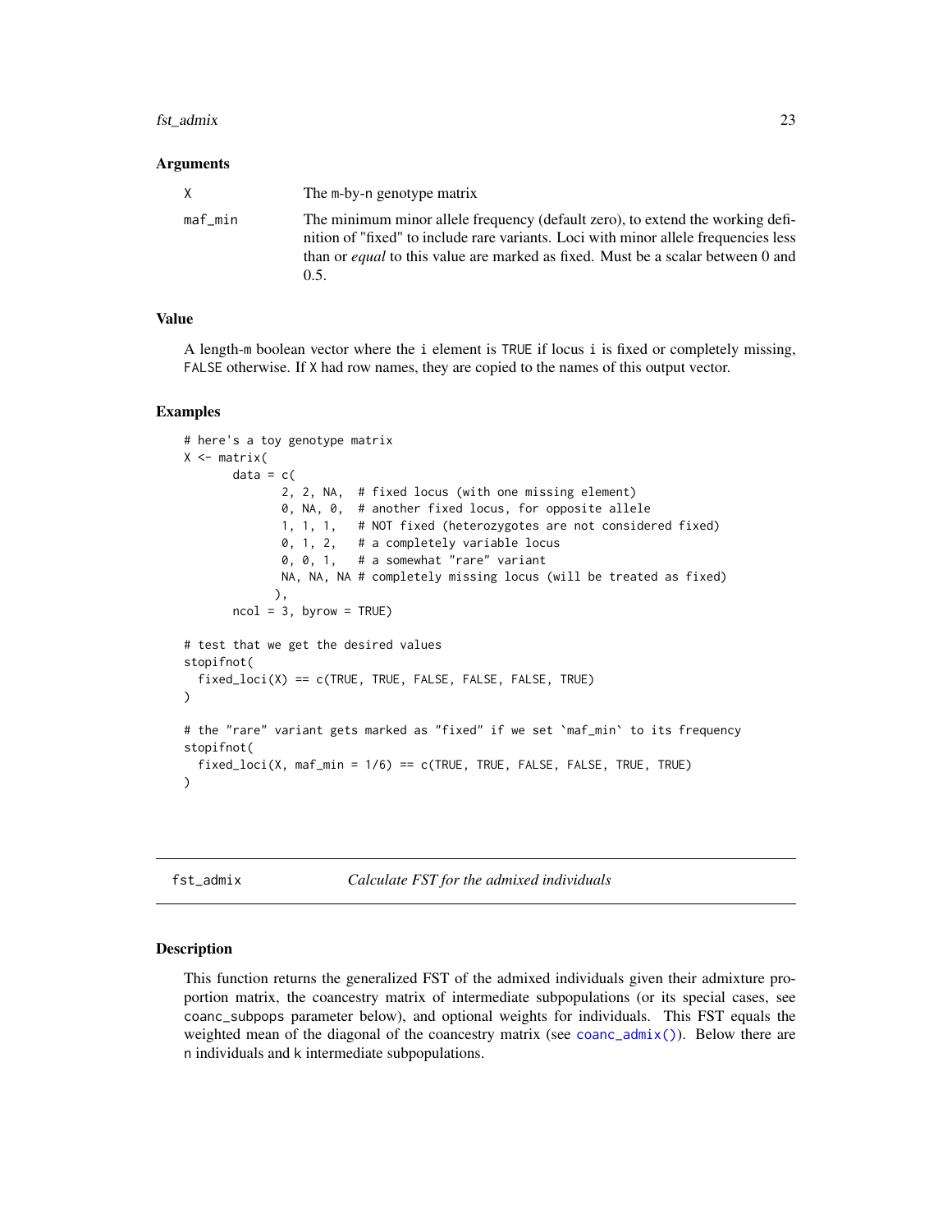### Arguments

| | |
|---|---|
| `X` | The `m`-by-`n` genotype matrix |
| `maf_min` | The minimum minor allele frequency (default zero), to extend the working definition of "fixed" to include rare variants. Loci with minor allele frequencies less than or *equal* to this value are marked as fixed. Must be a scalar between 0 and 0.5. |

### Value

A length-`m` boolean vector where the `i` element is `TRUE` if locus `i` is fixed or completely missing, `FALSE` otherwise. If `X` had row names, they are copied to the names of this output vector.

### Examples

```
# here's a toy genotype matrix
X <- matrix(
       data = c(
              2, 2, NA,  # fixed locus (with one missing element)
              0, NA, 0,  # another fixed locus, for opposite allele
              1, 1, 1,   # NOT fixed (heterozygotes are not considered fixed)
              0, 1, 2,   # a completely variable locus
              0, 0, 1,   # a somewhat "rare" variant
              NA, NA, NA # completely missing locus (will be treated as fixed)
             ),
       ncol = 3, byrow = TRUE)

# test that we get the desired values
stopifnot(
  fixed_loci(X) == c(TRUE, TRUE, FALSE, FALSE, FALSE, TRUE)
)

# the "rare" variant gets marked as "fixed" if we set `maf_min` to its frequency
stopifnot(
  fixed_loci(X, maf_min = 1/6) == c(TRUE, TRUE, FALSE, FALSE, TRUE, TRUE)
)
```

---

## fst_admix — *Calculate FST for the admixed individuals*

### Description

This function returns the generalized FST of the admixed individuals given their admixture proportion matrix, the coancestry matrix of intermediate subpopulations (or its special cases, see `coanc_subpops` parameter below), and optional weights for individuals. This FST equals the weighted mean of the diagonal of the coancestry matrix (see `coanc_admix()`). Below there are `n` individuals and `k` intermediate subpopulations.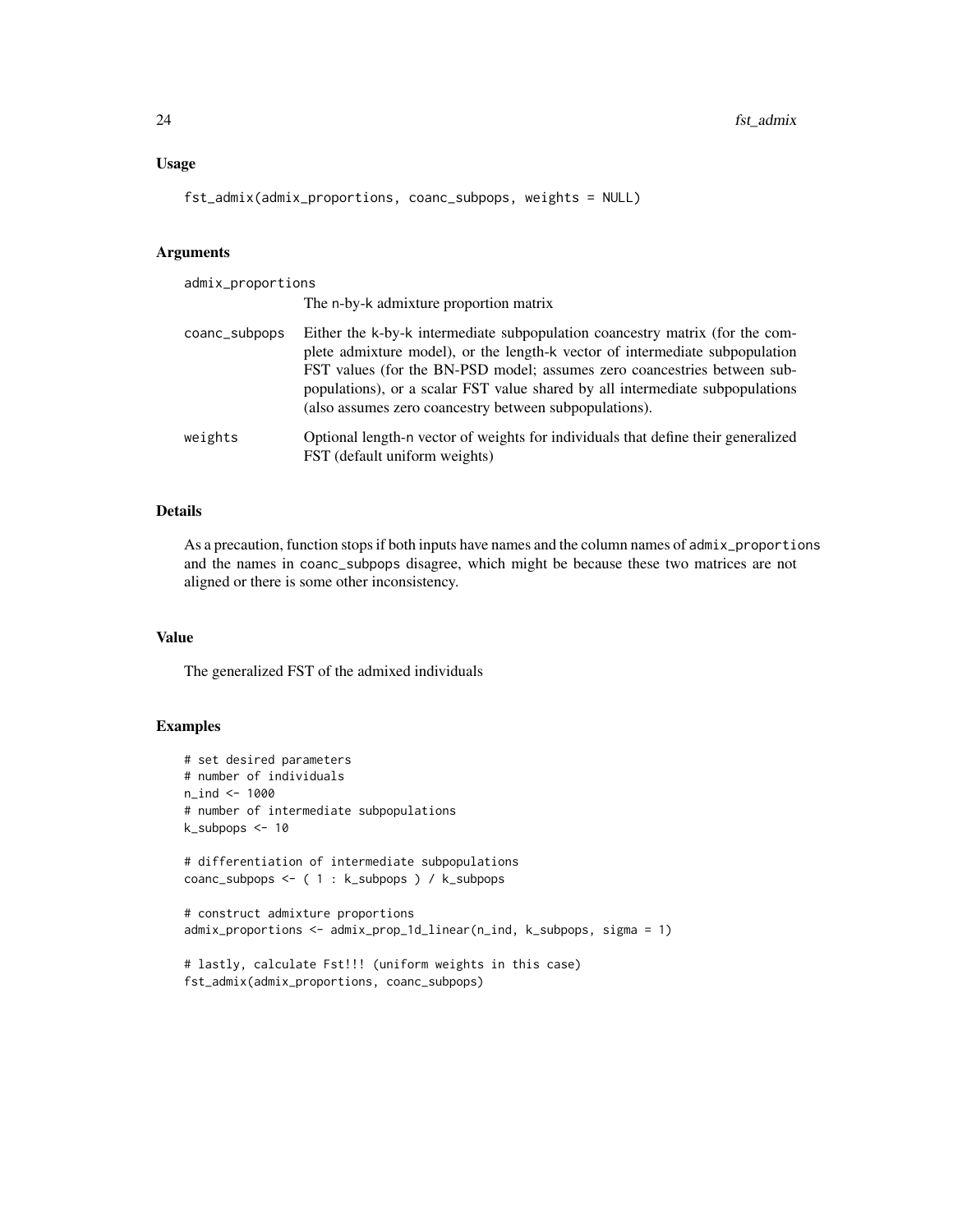### Usage

```
fst_admix(admix_proportions, coanc_subpops, weights = NULL)
```

### Arguments

**admix_proportions**
The n-by-k admixture proportion matrix

**coanc_subpops**
Either the k-by-k intermediate subpopulation coancestry matrix (for the complete admixture model), or the length-k vector of intermediate subpopulation FST values (for the BN-PSD model; assumes zero coancestries between subpopulations), or a scalar FST value shared by all intermediate subpopulations (also assumes zero coancestry between subpopulations).

**weights**
Optional length-n vector of weights for individuals that define their generalized FST (default uniform weights)

### Details

As a precaution, function stops if both inputs have names and the column names of `admix_proportions` and the names in `coanc_subpops` disagree, which might be because these two matrices are not aligned or there is some other inconsistency.

### Value

The generalized FST of the admixed individuals

### Examples

```
# set desired parameters
# number of individuals
n_ind <- 1000
# number of intermediate subpopulations
k_subpops <- 10

# differentiation of intermediate subpopulations
coanc_subpops <- ( 1 : k_subpops ) / k_subpops

# construct admixture proportions
admix_proportions <- admix_prop_1d_linear(n_ind, k_subpops, sigma = 1)

# lastly, calculate Fst!!! (uniform weights in this case)
fst_admix(admix_proportions, coanc_subpops)
```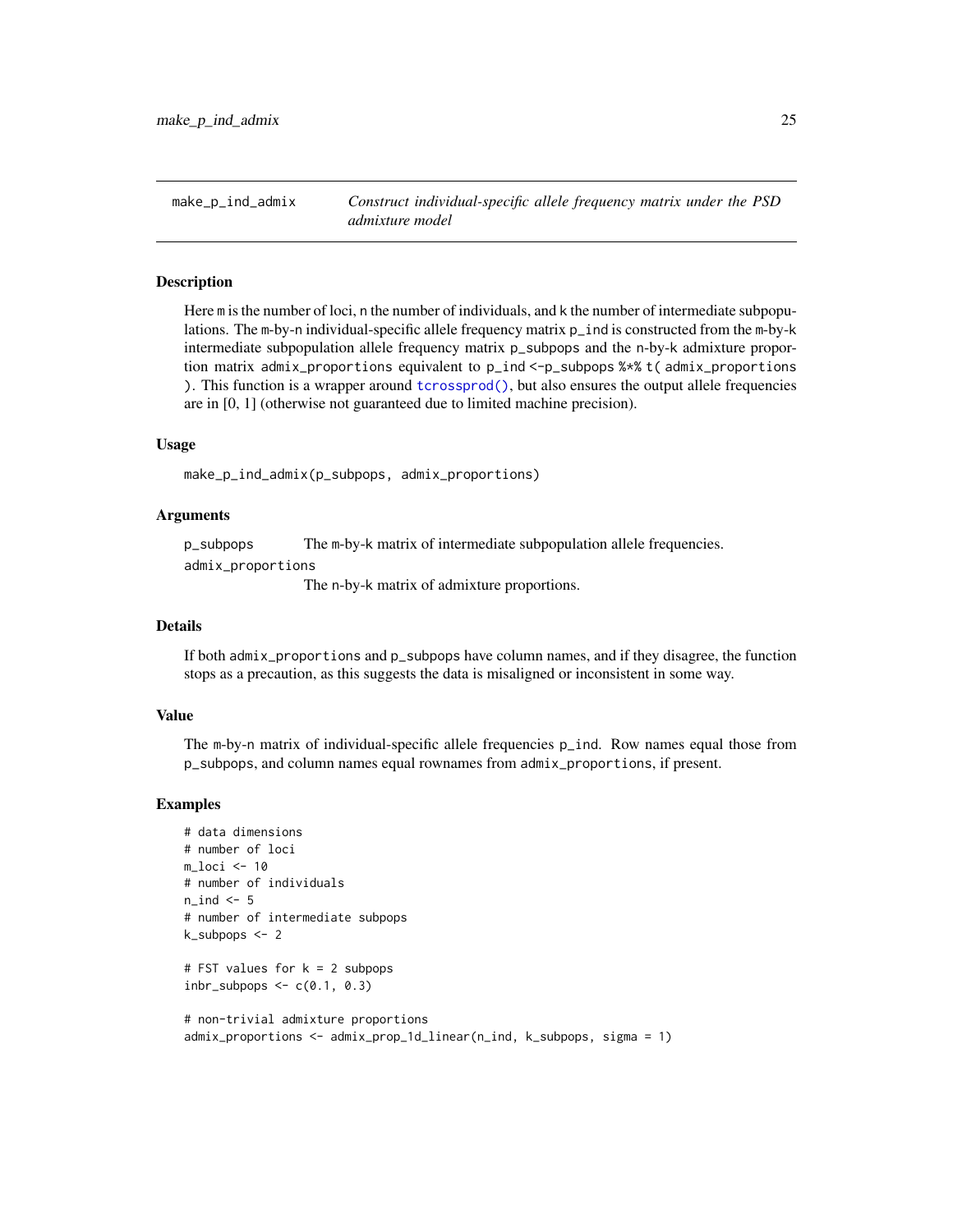## make_p_ind_admix — *Construct individual-specific allele frequency matrix under the PSD admixture model*

### Description

Here m is the number of loci, n the number of individuals, and k the number of intermediate subpopulations. The m-by-n individual-specific allele frequency matrix p_ind is constructed from the m-by-k intermediate subpopulation allele frequency matrix p_subpops and the n-by-k admixture proportion matrix admix_proportions equivalent to `p_ind <-p_subpops %*% t( admix_proportions )`. This function is a wrapper around `tcrossprod()`, but also ensures the output allele frequencies are in [0, 1] (otherwise not guaranteed due to limited machine precision).

### Usage

```
make_p_ind_admix(p_subpops, admix_proportions)
```

### Arguments

p_subpops — The m-by-k matrix of intermediate subpopulation allele frequencies.

admix_proportions — The n-by-k matrix of admixture proportions.

### Details

If both admix_proportions and p_subpops have column names, and if they disagree, the function stops as a precaution, as this suggests the data is misaligned or inconsistent in some way.

### Value

The m-by-n matrix of individual-specific allele frequencies p_ind. Row names equal those from p_subpops, and column names equal rownames from admix_proportions, if present.

### Examples

```
# data dimensions
# number of loci
m_loci <- 10
# number of individuals
n_ind <- 5
# number of intermediate subpops
k_subpops <- 2

# FST values for k = 2 subpops
inbr_subpops <- c(0.1, 0.3)

# non-trivial admixture proportions
admix_proportions <- admix_prop_1d_linear(n_ind, k_subpops, sigma = 1)
```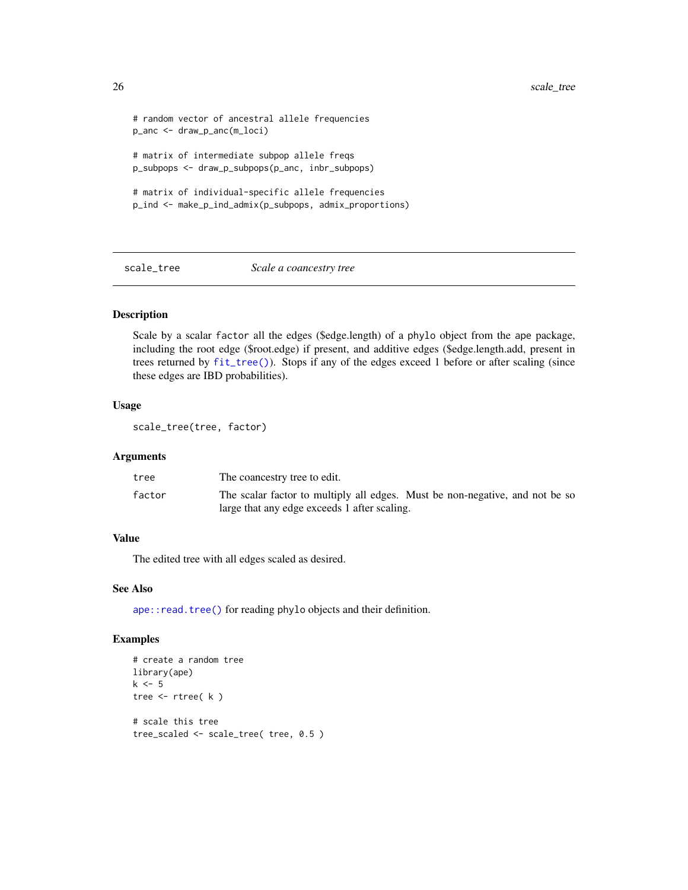```
# random vector of ancestral allele frequencies
p_anc <- draw_p_anc(m_loci)

# matrix of intermediate subpop allele freqs
p_subpops <- draw_p_subpops(p_anc, inbr_subpops)

# matrix of individual-specific allele frequencies
p_ind <- make_p_ind_admix(p_subpops, admix_proportions)
```

---

## scale_tree — *Scale a coancestry tree*

---

### Description

Scale by a scalar factor all the edges ($edge.length) of a phylo object from the ape package, including the root edge ($root.edge) if present, and additive edges ($edge.length.add, present in trees returned by fit_tree()). Stops if any of the edges exceed 1 before or after scaling (since these edges are IBD probabilities).

### Usage

```
scale_tree(tree, factor)
```

### Arguments

| | |
|---|---|
| tree | The coancestry tree to edit. |
| factor | The scalar factor to multiply all edges. Must be non-negative, and not be so large that any edge exceeds 1 after scaling. |

### Value

The edited tree with all edges scaled as desired.

### See Also

ape::read.tree() for reading phylo objects and their definition.

### Examples

```
# create a random tree
library(ape)
k <- 5
tree <- rtree( k )

# scale this tree
tree_scaled <- scale_tree( tree, 0.5 )
```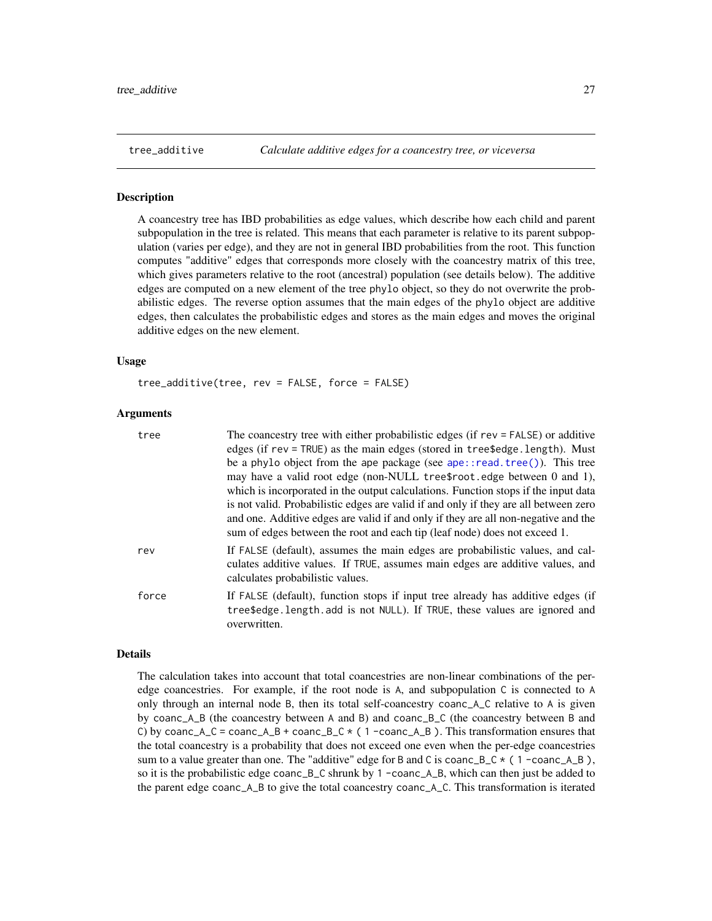## tree_additive *Calculate additive edges for a coancestry tree, or viceversa*

### Description

A coancestry tree has IBD probabilities as edge values, which describe how each child and parent subpopulation in the tree is related. This means that each parameter is relative to its parent subpopulation (varies per edge), and they are not in general IBD probabilities from the root. This function computes "additive" edges that corresponds more closely with the coancestry matrix of this tree, which gives parameters relative to the root (ancestral) population (see details below). The additive edges are computed on a new element of the tree `phylo` object, so they do not overwrite the probabilistic edges. The reverse option assumes that the main edges of the `phylo` object are additive edges, then calculates the probabilistic edges and stores as the main edges and moves the original additive edges on the new element.

### Usage

```
tree_additive(tree, rev = FALSE, force = FALSE)
```

### Arguments

| | |
|---|---|
| `tree` | The coancestry tree with either probabilistic edges (if `rev = FALSE`) or additive edges (if `rev = TRUE`) as the main edges (stored in `tree$edge.length`). Must be a `phylo` object from the `ape` package (see `ape::read.tree()`). This tree may have a valid root edge (non-NULL `tree$root.edge` between 0 and 1), which is incorporated in the output calculations. Function stops if the input data is not valid. Probabilistic edges are valid if and only if they are all between zero and one. Additive edges are valid if and only if they are all non-negative and the sum of edges between the root and each tip (leaf node) does not exceed 1. |
| `rev` | If `FALSE` (default), assumes the main edges are probabilistic values, and calculates additive values. If `TRUE`, assumes main edges are additive values, and calculates probabilistic values. |
| `force` | If `FALSE` (default), function stops if input tree already has additive edges (if `tree$edge.length.add` is not `NULL`). If `TRUE`, these values are ignored and overwritten. |

### Details

The calculation takes into account that total coancestries are non-linear combinations of the per-edge coancestries. For example, if the root node is `A`, and subpopulation `C` is connected to `A` only through an internal node `B`, then its total self-coancestry `coanc_A_C` relative to `A` is given by `coanc_A_B` (the coancestry between `A` and `B`) and `coanc_B_C` (the coancestry between `B` and `C`) by `coanc_A_C = coanc_A_B + coanc_B_C * ( 1 -coanc_A_B )`. This transformation ensures that the total coancestry is a probability that does not exceed one even when the per-edge coancestries sum to a value greater than one. The "additive" edge for `B` and `C` is `coanc_B_C * ( 1 -coanc_A_B )`, so it is the probabilistic edge `coanc_B_C` shrunk by `1 -coanc_A_B`, which can then just be added to the parent edge `coanc_A_B` to give the total coancestry `coanc_A_C`. This transformation is iterated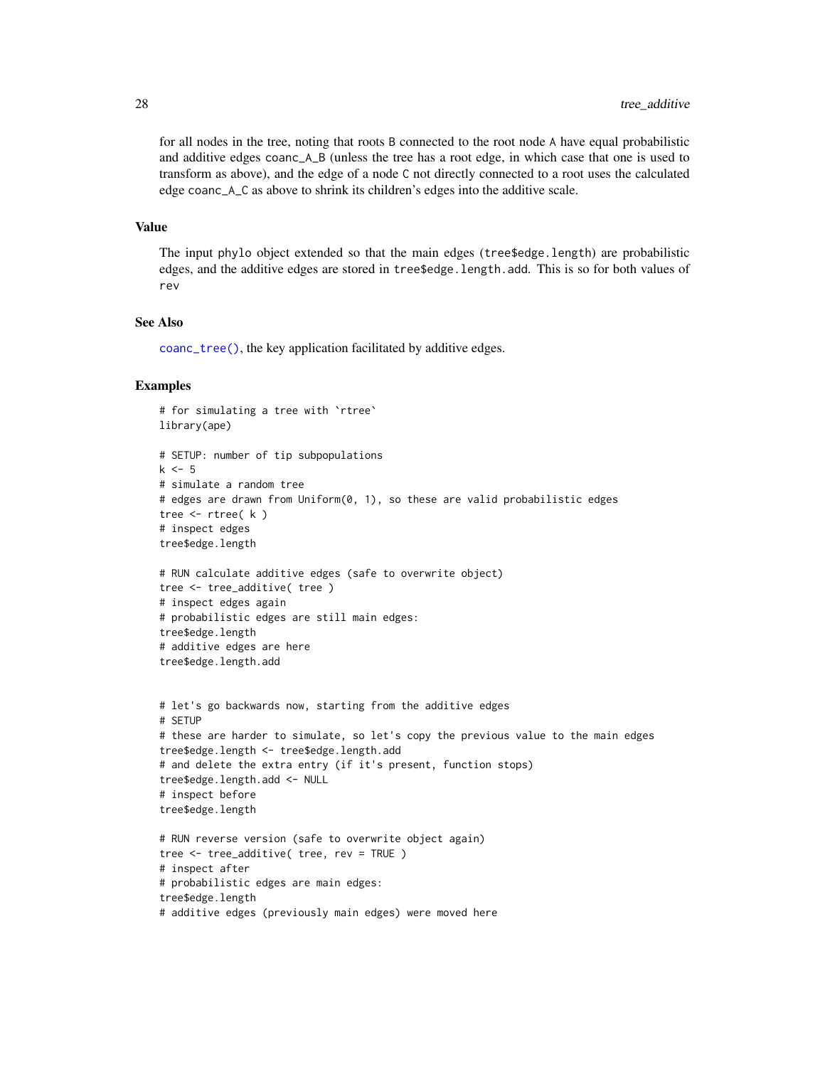for all nodes in the tree, noting that roots `B` connected to the root node `A` have equal probabilistic and additive edges `coanc_A_B` (unless the tree has a root edge, in which case that one is used to transform as above), and the edge of a node `C` not directly connected to a root uses the calculated edge `coanc_A_C` as above to shrink its children's edges into the additive scale.

## Value

The input `phylo` object extended so that the main edges (`tree$edge.length`) are probabilistic edges, and the additive edges are stored in `tree$edge.length.add`. This is so for both values of `rev`

## See Also

`coanc_tree()`, the key application facilitated by additive edges.

## Examples

```
# for simulating a tree with `rtree`
library(ape)

# SETUP: number of tip subpopulations
k <- 5
# simulate a random tree
# edges are drawn from Uniform(0, 1), so these are valid probabilistic edges
tree <- rtree( k )
# inspect edges
tree$edge.length

# RUN calculate additive edges (safe to overwrite object)
tree <- tree_additive( tree )
# inspect edges again
# probabilistic edges are still main edges:
tree$edge.length
# additive edges are here
tree$edge.length.add


# let's go backwards now, starting from the additive edges
# SETUP
# these are harder to simulate, so let's copy the previous value to the main edges
tree$edge.length <- tree$edge.length.add
# and delete the extra entry (if it's present, function stops)
tree$edge.length.add <- NULL
# inspect before
tree$edge.length

# RUN reverse version (safe to overwrite object again)
tree <- tree_additive( tree, rev = TRUE )
# inspect after
# probabilistic edges are main edges:
tree$edge.length
# additive edges (previously main edges) were moved here
```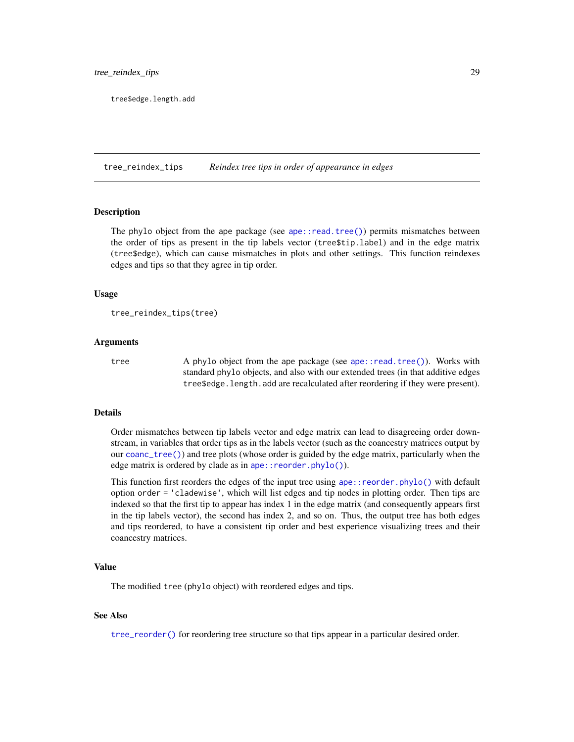tree$edge.length.add

---

## tree_reindex_tips — *Reindex tree tips in order of appearance in edges*

### Description

The phylo object from the ape package (see `ape::read.tree()`) permits mismatches between the order of tips as present in the tip labels vector (`tree$tip.label`) and in the edge matrix (`tree$edge`), which can cause mismatches in plots and other settings. This function reindexes edges and tips so that they agree in tip order.

### Usage

```
tree_reindex_tips(tree)
```

### Arguments

| | |
|---|---|
| `tree` | A phylo object from the ape package (see `ape::read.tree()`). Works with standard phylo objects, and also with our extended trees (in that additive edges `tree$edge.length.add` are recalculated after reordering if they were present). |

### Details

Order mismatches between tip labels vector and edge matrix can lead to disagreeing order downstream, in variables that order tips as in the labels vector (such as the coancestry matrices output by our `coanc_tree()`) and tree plots (whose order is guided by the edge matrix, particularly when the edge matrix is ordered by clade as in `ape::reorder.phylo()`).

This function first reorders the edges of the input tree using `ape::reorder.phylo()` with default option `order = 'cladewise'`, which will list edges and tip nodes in plotting order. Then tips are indexed so that the first tip to appear has index 1 in the edge matrix (and consequently appears first in the tip labels vector), the second has index 2, and so on. Thus, the output tree has both edges and tips reordered, to have a consistent tip order and best experience visualizing trees and their coancestry matrices.

### Value

The modified `tree` (phylo object) with reordered edges and tips.

### See Also

`tree_reorder()` for reordering tree structure so that tips appear in a particular desired order.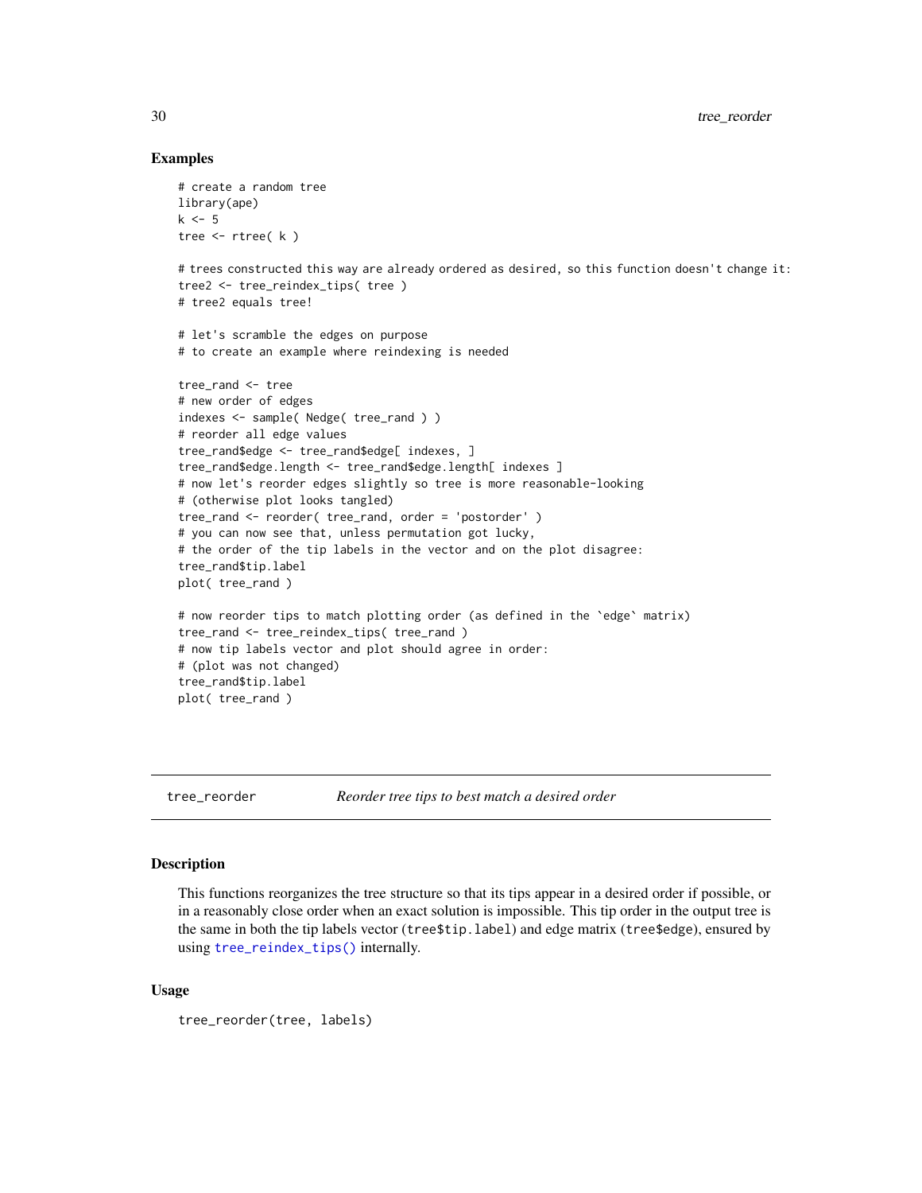### Examples

```
# create a random tree
library(ape)
k <- 5
tree <- rtree( k )

# trees constructed this way are already ordered as desired, so this function doesn't change it:
tree2 <- tree_reindex_tips( tree )
# tree2 equals tree!

# let's scramble the edges on purpose
# to create an example where reindexing is needed

tree_rand <- tree
# new order of edges
indexes <- sample( Nedge( tree_rand ) )
# reorder all edge values
tree_rand$edge <- tree_rand$edge[ indexes, ]
tree_rand$edge.length <- tree_rand$edge.length[ indexes ]
# now let's reorder edges slightly so tree is more reasonable-looking
# (otherwise plot looks tangled)
tree_rand <- reorder( tree_rand, order = 'postorder' )
# you can now see that, unless permutation got lucky,
# the order of the tip labels in the vector and on the plot disagree:
tree_rand$tip.label
plot( tree_rand )

# now reorder tips to match plotting order (as defined in the `edge` matrix)
tree_rand <- tree_reindex_tips( tree_rand )
# now tip labels vector and plot should agree in order:
# (plot was not changed)
tree_rand$tip.label
plot( tree_rand )
```

---

## tree_reorder — *Reorder tree tips to best match a desired order*

### Description

This functions reorganizes the tree structure so that its tips appear in a desired order if possible, or in a reasonably close order when an exact solution is impossible. This tip order in the output tree is the same in both the tip labels vector (`tree$tip.label`) and edge matrix (`tree$edge`), ensured by using `tree_reindex_tips()` internally.

### Usage

```
tree_reorder(tree, labels)
```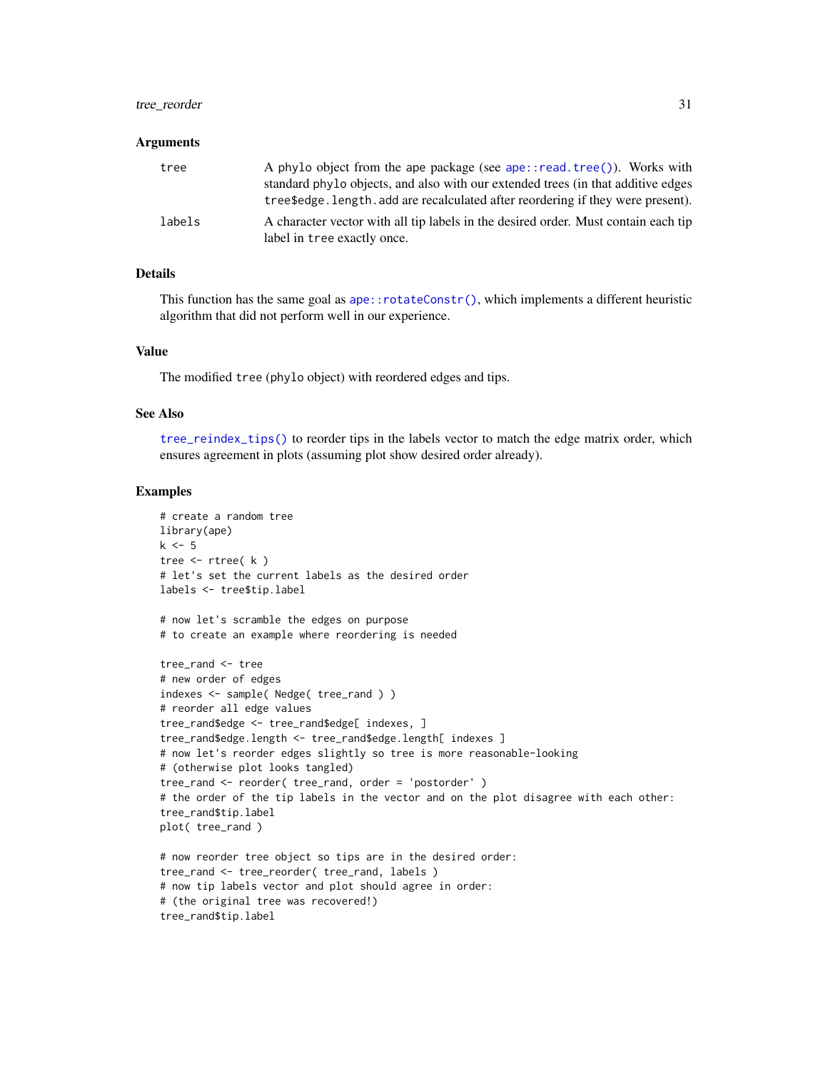### Arguments

| | |
|---|---|
| tree | A phylo object from the ape package (see ape::read.tree()). Works with standard phylo objects, and also with our extended trees (in that additive edges tree$edge.length.add are recalculated after reordering if they were present). |
| labels | A character vector with all tip labels in the desired order. Must contain each tip label in tree exactly once. |

### Details

This function has the same goal as ape::rotateConstr(), which implements a different heuristic algorithm that did not perform well in our experience.

### Value

The modified tree (phylo object) with reordered edges and tips.

### See Also

tree_reindex_tips() to reorder tips in the labels vector to match the edge matrix order, which ensures agreement in plots (assuming plot show desired order already).

### Examples

```
# create a random tree
library(ape)
k <- 5
tree <- rtree( k )
# let's set the current labels as the desired order
labels <- tree$tip.label

# now let's scramble the edges on purpose
# to create an example where reordering is needed

tree_rand <- tree
# new order of edges
indexes <- sample( Nedge( tree_rand ) )
# reorder all edge values
tree_rand$edge <- tree_rand$edge[ indexes, ]
tree_rand$edge.length <- tree_rand$edge.length[ indexes ]
# now let's reorder edges slightly so tree is more reasonable-looking
# (otherwise plot looks tangled)
tree_rand <- reorder( tree_rand, order = 'postorder' )
# the order of the tip labels in the vector and on the plot disagree with each other:
tree_rand$tip.label
plot( tree_rand )

# now reorder tree object so tips are in the desired order:
tree_rand <- tree_reorder( tree_rand, labels )
# now tip labels vector and plot should agree in order:
# (the original tree was recovered!)
tree_rand$tip.label
```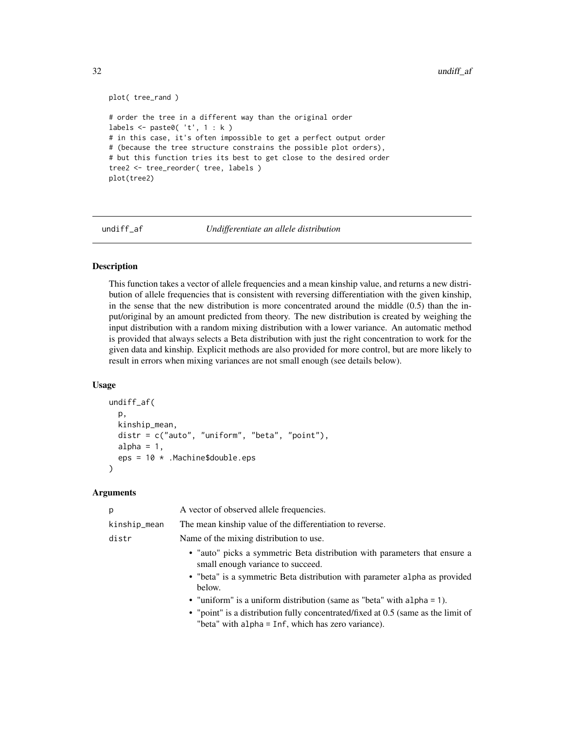```
plot( tree_rand )

# order the tree in a different way than the original order
labels <- paste0( 't', 1 : k )
# in this case, it's often impossible to get a perfect output order
# (because the tree structure constrains the possible plot orders),
# but this function tries its best to get close to the desired order
tree2 <- tree_reorder( tree, labels )
plot(tree2)
```

## undiff_af — *Undifferentiate an allele distribution*

### Description

This function takes a vector of allele frequencies and a mean kinship value, and returns a new distribution of allele frequencies that is consistent with reversing differentiation with the given kinship, in the sense that the new distribution is more concentrated around the middle (0.5) than the input/original by an amount predicted from theory. The new distribution is created by weighing the input distribution with a random mixing distribution with a lower variance. An automatic method is provided that always selects a Beta distribution with just the right concentration to work for the given data and kinship. Explicit methods are also provided for more control, but are more likely to result in errors when mixing variances are not small enough (see details below).

### Usage

```
undiff_af(
  p,
  kinship_mean,
  distr = c("auto", "uniform", "beta", "point"),
  alpha = 1,
  eps = 10 * .Machine$double.eps
)
```

### Arguments

| | |
|---|---|
| p | A vector of observed allele frequencies. |
| kinship_mean | The mean kinship value of the differentiation to reverse. |
| distr | Name of the mixing distribution to use.<br>• "auto" picks a symmetric Beta distribution with parameters that ensure a small enough variance to succeed.<br>• "beta" is a symmetric Beta distribution with parameter alpha as provided below.<br>• "uniform" is a uniform distribution (same as "beta" with alpha = 1).<br>• "point" is a distribution fully concentrated/fixed at 0.5 (same as the limit of "beta" with alpha = Inf, which has zero variance). |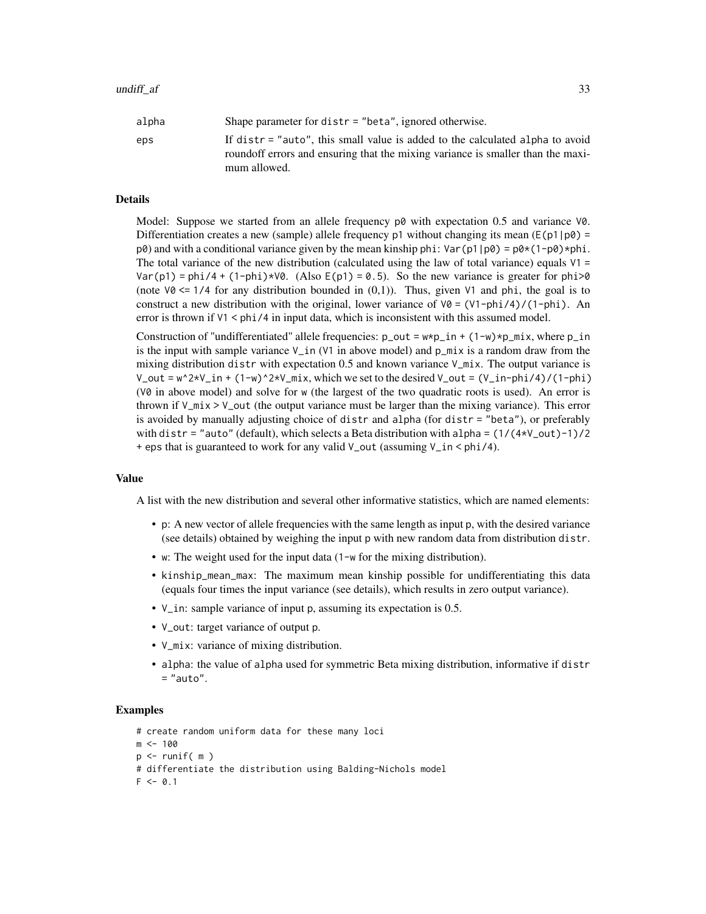| | |
|---|---|
| alpha | Shape parameter for distr = "beta", ignored otherwise. |
| eps | If distr = "auto", this small value is added to the calculated alpha to avoid roundoff errors and ensuring that the mixing variance is smaller than the maximum allowed. |

## Details

Model: Suppose we started from an allele frequency p0 with expectation 0.5 and variance V0. Differentiation creates a new (sample) allele frequency p1 without changing its mean (E(p1|p0) = p0) and with a conditional variance given by the mean kinship phi: Var(p1|p0) = p0*(1-p0)*phi. The total variance of the new distribution (calculated using the law of total variance) equals V1 = Var(p1) = phi/4 + (1-phi)*V0. (Also E(p1) = 0.5). So the new variance is greater for phi>0 (note V0 <= 1/4 for any distribution bounded in (0,1)). Thus, given V1 and phi, the goal is to construct a new distribution with the original, lower variance of V0 = (V1-phi/4)/(1-phi). An error is thrown if V1 < phi/4 in input data, which is inconsistent with this assumed model.

Construction of "undifferentiated" allele frequencies: p_out = w*p_in + (1-w)*p_mix, where p_in is the input with sample variance V_in (V1 in above model) and p_mix is a random draw from the mixing distribution distr with expectation 0.5 and known variance V_mix. The output variance is V_out = w^2*V_in + (1-w)^2*V_mix, which we set to the desired V_out = (V_in-phi/4)/(1-phi) (V0 in above model) and solve for w (the largest of the two quadratic roots is used). An error is thrown if V_mix > V_out (the output variance must be larger than the mixing variance). This error is avoided by manually adjusting choice of distr and alpha (for distr = "beta"), or preferably with distr = "auto" (default), which selects a Beta distribution with alpha = (1/(4*V_out)-1)/2 + eps that is guaranteed to work for any valid V_out (assuming V_in < phi/4).

## Value

A list with the new distribution and several other informative statistics, which are named elements:

- p: A new vector of allele frequencies with the same length as input p, with the desired variance (see details) obtained by weighing the input p with new random data from distribution distr.
- w: The weight used for the input data (1-w for the mixing distribution).
- kinship_mean_max: The maximum mean kinship possible for undifferentiating this data (equals four times the input variance (see details), which results in zero output variance).
- V_in: sample variance of input p, assuming its expectation is 0.5.
- V_out: target variance of output p.
- V_mix: variance of mixing distribution.
- alpha: the value of alpha used for symmetric Beta mixing distribution, informative if distr = "auto".

## Examples

```
# create random uniform data for these many loci
m <- 100
p <- runif( m )
# differentiate the distribution using Balding-Nichols model
F <- 0.1
```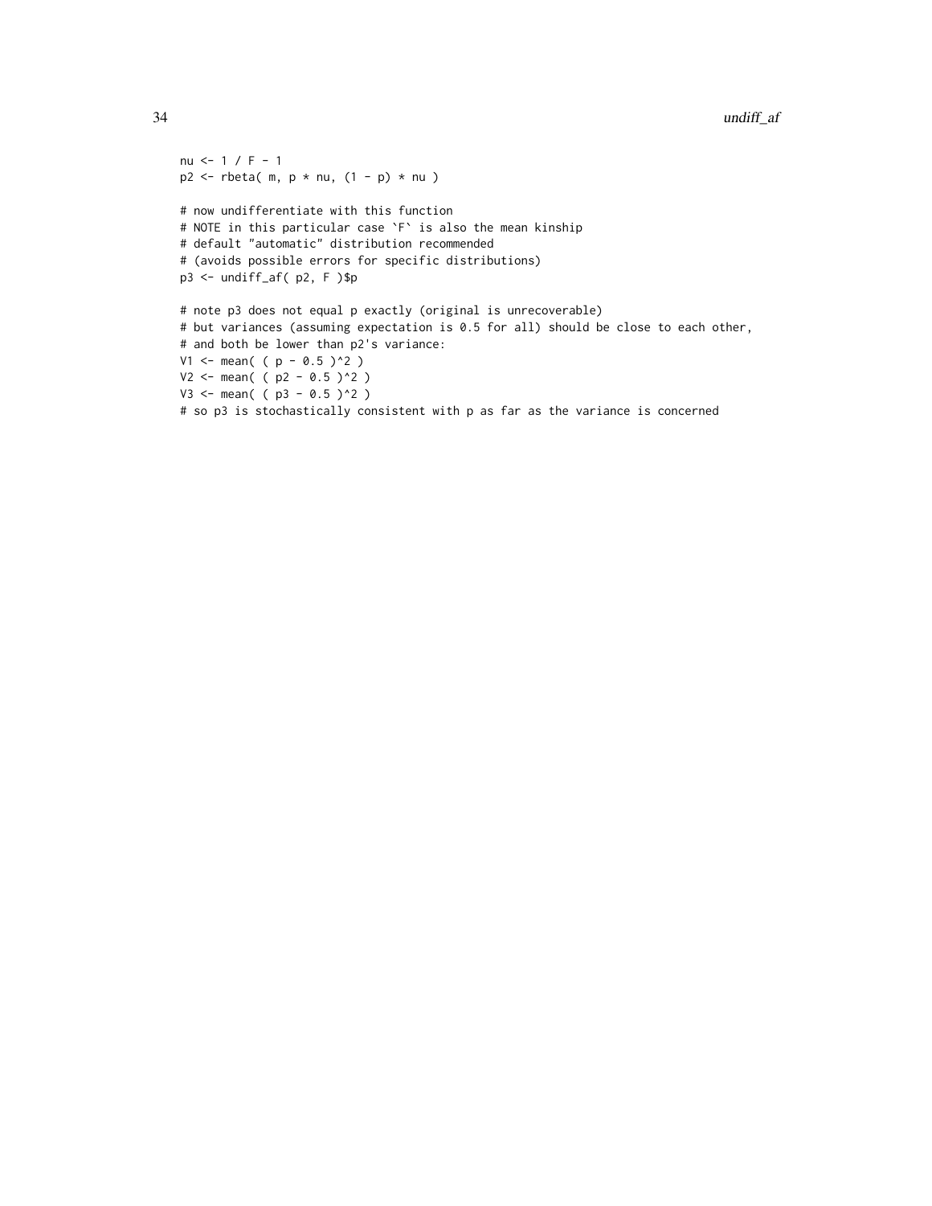```
nu <- 1 / F - 1
p2 <- rbeta( m, p * nu, (1 - p) * nu )

# now undifferentiate with this function
# NOTE in this particular case `F` is also the mean kinship
# default "automatic" distribution recommended
# (avoids possible errors for specific distributions)
p3 <- undiff_af( p2, F )$p

# note p3 does not equal p exactly (original is unrecoverable)
# but variances (assuming expectation is 0.5 for all) should be close to each other,
# and both be lower than p2's variance:
V1 <- mean( ( p - 0.5 )^2 )
V2 <- mean( ( p2 - 0.5 )^2 )
V3 <- mean( ( p3 - 0.5 )^2 )
# so p3 is stochastically consistent with p as far as the variance is concerned
```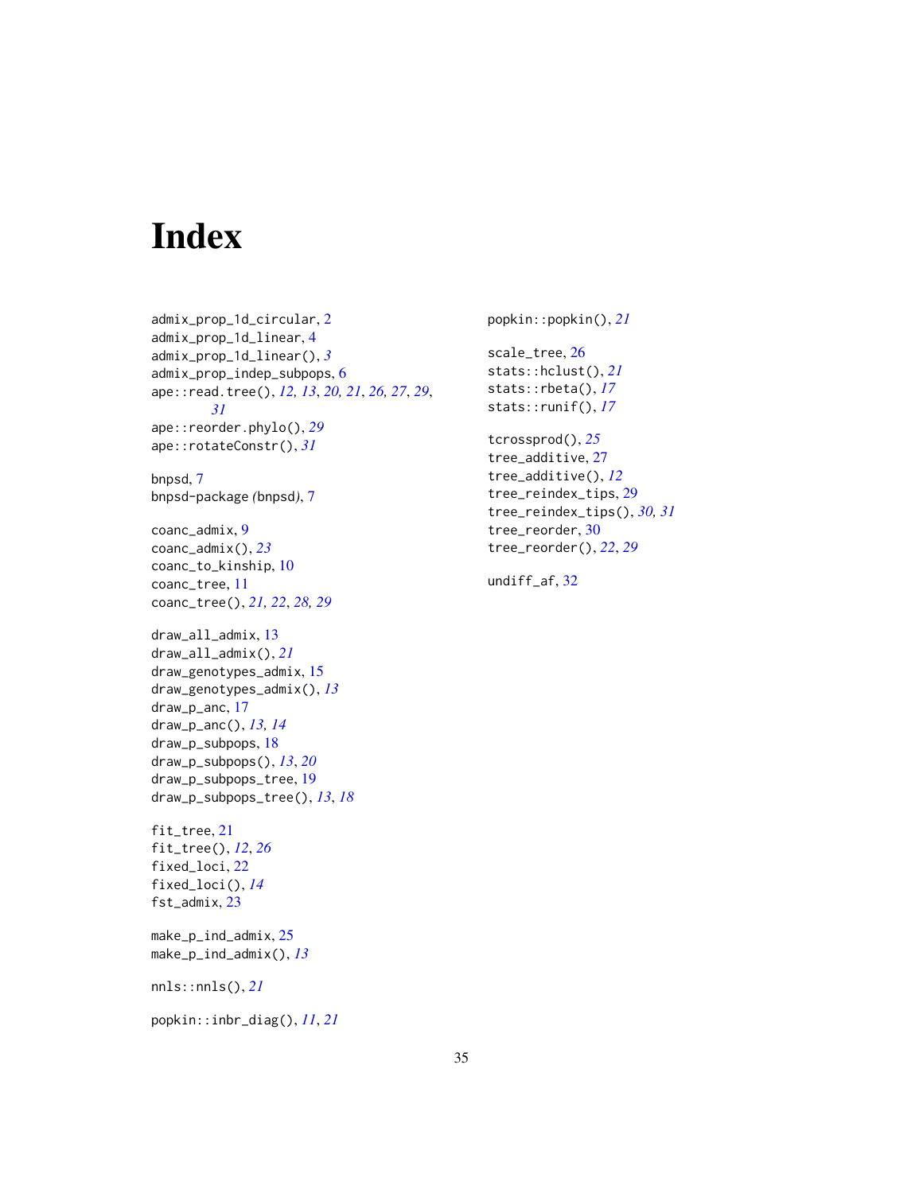# Index

admix_prop_1d_circular, 2
admix_prop_1d_linear, 4
admix_prop_1d_linear(), *3*
admix_prop_indep_subpops, 6
ape::read.tree(), *12, 13*, *20, 21*, *26, 27*, *29*, *31*
ape::reorder.phylo(), *29*
ape::rotateConstr(), *31*

bnpsd, 7
bnpsd-package (bnpsd), 7

coanc_admix, 9
coanc_admix(), *23*
coanc_to_kinship, 10
coanc_tree, 11
coanc_tree(), *21, 22*, *28, 29*

draw_all_admix, 13
draw_all_admix(), *21*
draw_genotypes_admix, 15
draw_genotypes_admix(), *13*
draw_p_anc, 17
draw_p_anc(), *13, 14*
draw_p_subpops, 18
draw_p_subpops(), *13*, *20*
draw_p_subpops_tree, 19
draw_p_subpops_tree(), *13*, *18*

fit_tree, 21
fit_tree(), *12*, *26*
fixed_loci, 22
fixed_loci(), *14*
fst_admix, 23

make_p_ind_admix, 25
make_p_ind_admix(), *13*

nnls::nnls(), *21*

popkin::inbr_diag(), *11*, *21*
popkin::popkin(), *21*

scale_tree, 26
stats::hclust(), *21*
stats::rbeta(), *17*
stats::runif(), *17*

tcrossprod(), *25*
tree_additive, 27
tree_additive(), *12*
tree_reindex_tips, 29
tree_reindex_tips(), *30, 31*
tree_reorder, 30
tree_reorder(), *22*, *29*

undiff_af, 32